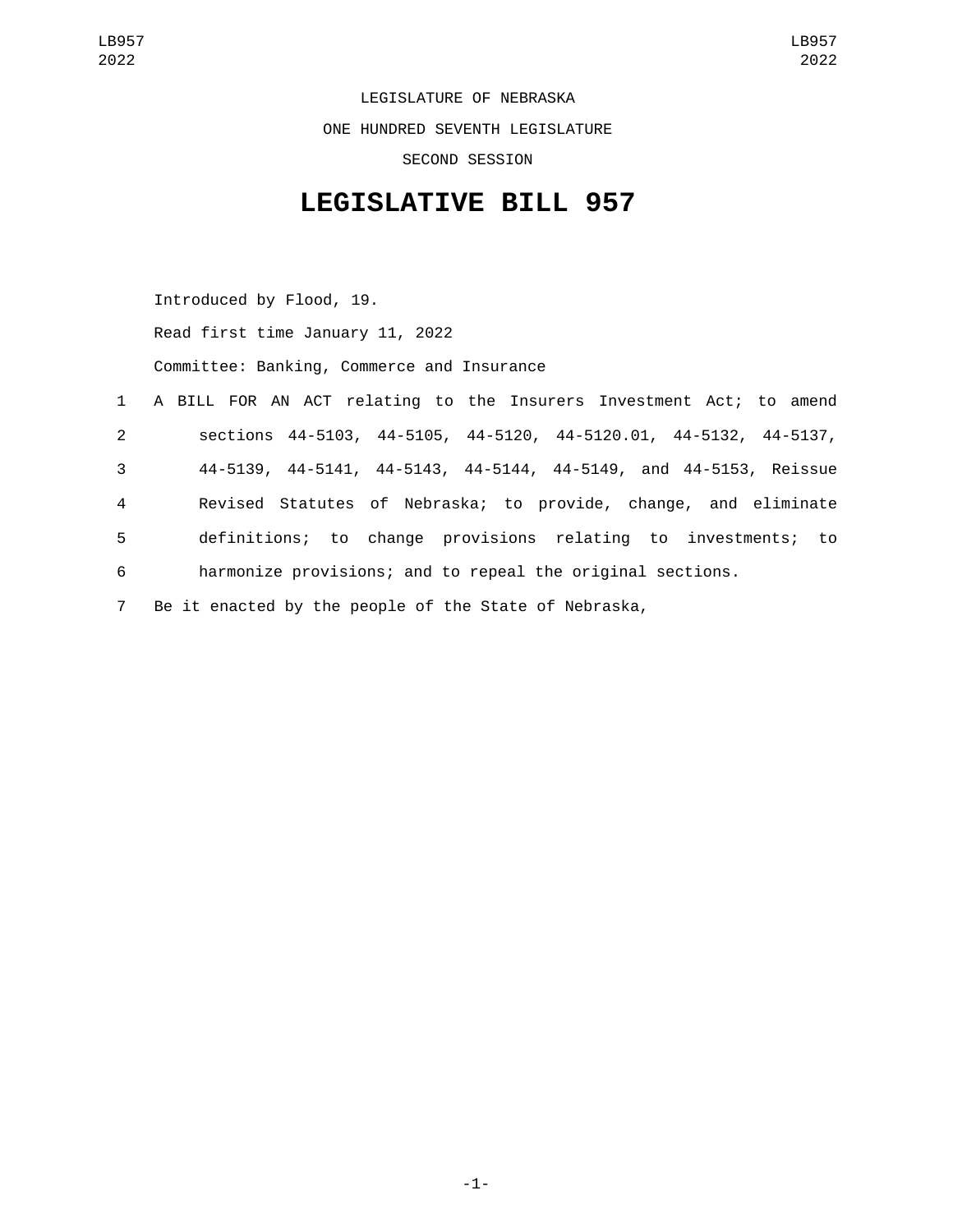LEGISLATURE OF NEBRASKA

ONE HUNDRED SEVENTH LEGISLATURE

SECOND SESSION

# LEGISLATIVE BILL 957

Introduced by Flood, 19.

Read first time January 11, 2022

Committee: Banking, Commerce and Insurance

1 A BILL FOR AN ACT relating to the Insurers Investment Act; to amend
2 sections 44-5103, 44-5105, 44-5120, 44-5120.01, 44-5132, 44-5137,
3 44-5139, 44-5141, 44-5143, 44-5144, 44-5149, and 44-5153, Reissue
4 Revised Statutes of Nebraska; to provide, change, and eliminate
5 definitions; to change provisions relating to investments; to
6 harmonize provisions; and to repeal the original sections.
7 Be it enacted by the people of the State of Nebraska,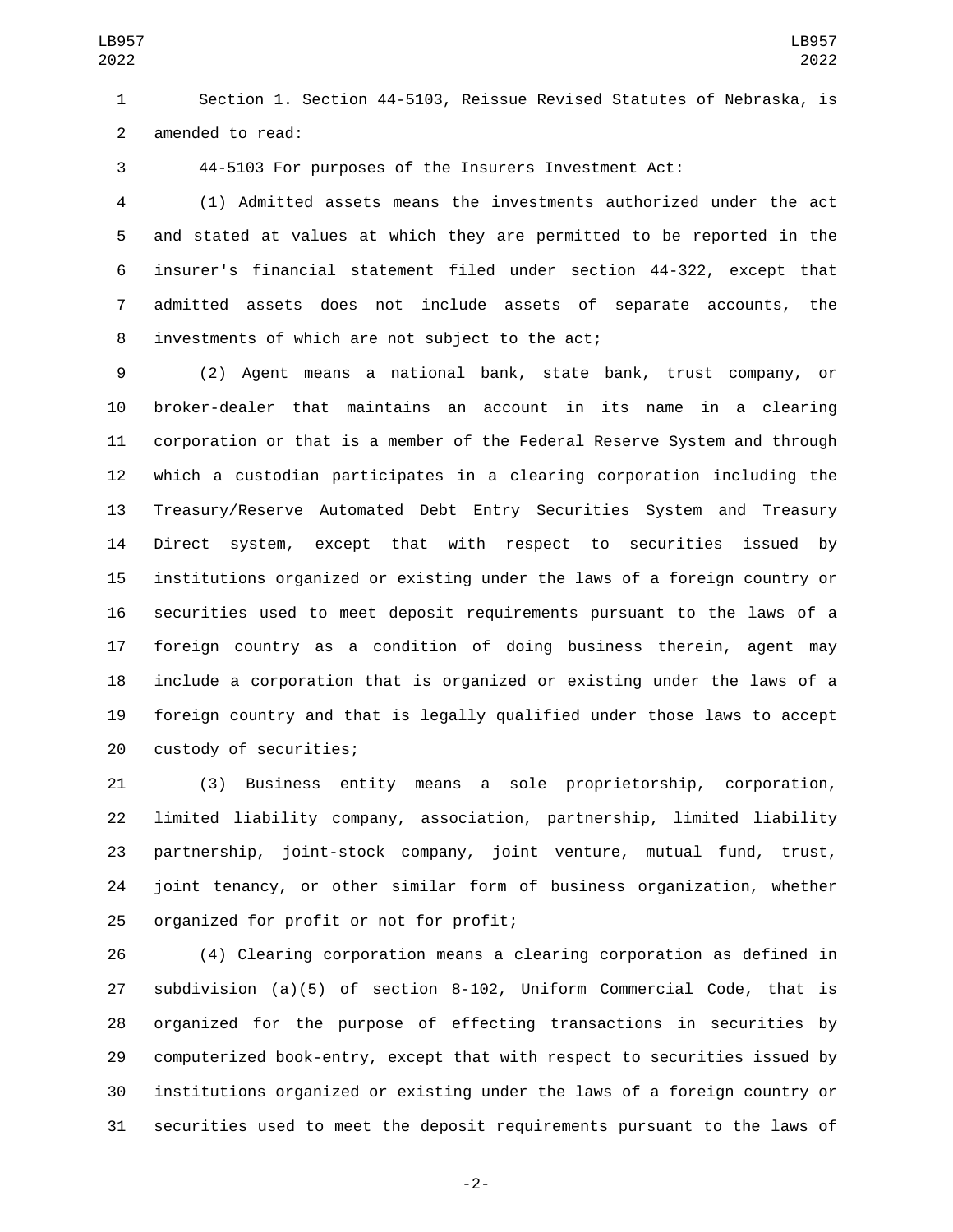Section 1. Section 44-5103, Reissue Revised Statutes of Nebraska, is amended to read:

44-5103 For purposes of the Insurers Investment Act:

(1) Admitted assets means the investments authorized under the act and stated at values at which they are permitted to be reported in the insurer's financial statement filed under section 44-322, except that admitted assets does not include assets of separate accounts, the investments of which are not subject to the act;

(2) Agent means a national bank, state bank, trust company, or broker-dealer that maintains an account in its name in a clearing corporation or that is a member of the Federal Reserve System and through which a custodian participates in a clearing corporation including the Treasury/Reserve Automated Debt Entry Securities System and Treasury Direct system, except that with respect to securities issued by institutions organized or existing under the laws of a foreign country or securities used to meet deposit requirements pursuant to the laws of a foreign country as a condition of doing business therein, agent may include a corporation that is organized or existing under the laws of a foreign country and that is legally qualified under those laws to accept custody of securities;

(3) Business entity means a sole proprietorship, corporation, limited liability company, association, partnership, limited liability partnership, joint-stock company, joint venture, mutual fund, trust, joint tenancy, or other similar form of business organization, whether organized for profit or not for profit;

(4) Clearing corporation means a clearing corporation as defined in subdivision (a)(5) of section 8-102, Uniform Commercial Code, that is organized for the purpose of effecting transactions in securities by computerized book-entry, except that with respect to securities issued by institutions organized or existing under the laws of a foreign country or securities used to meet the deposit requirements pursuant to the laws of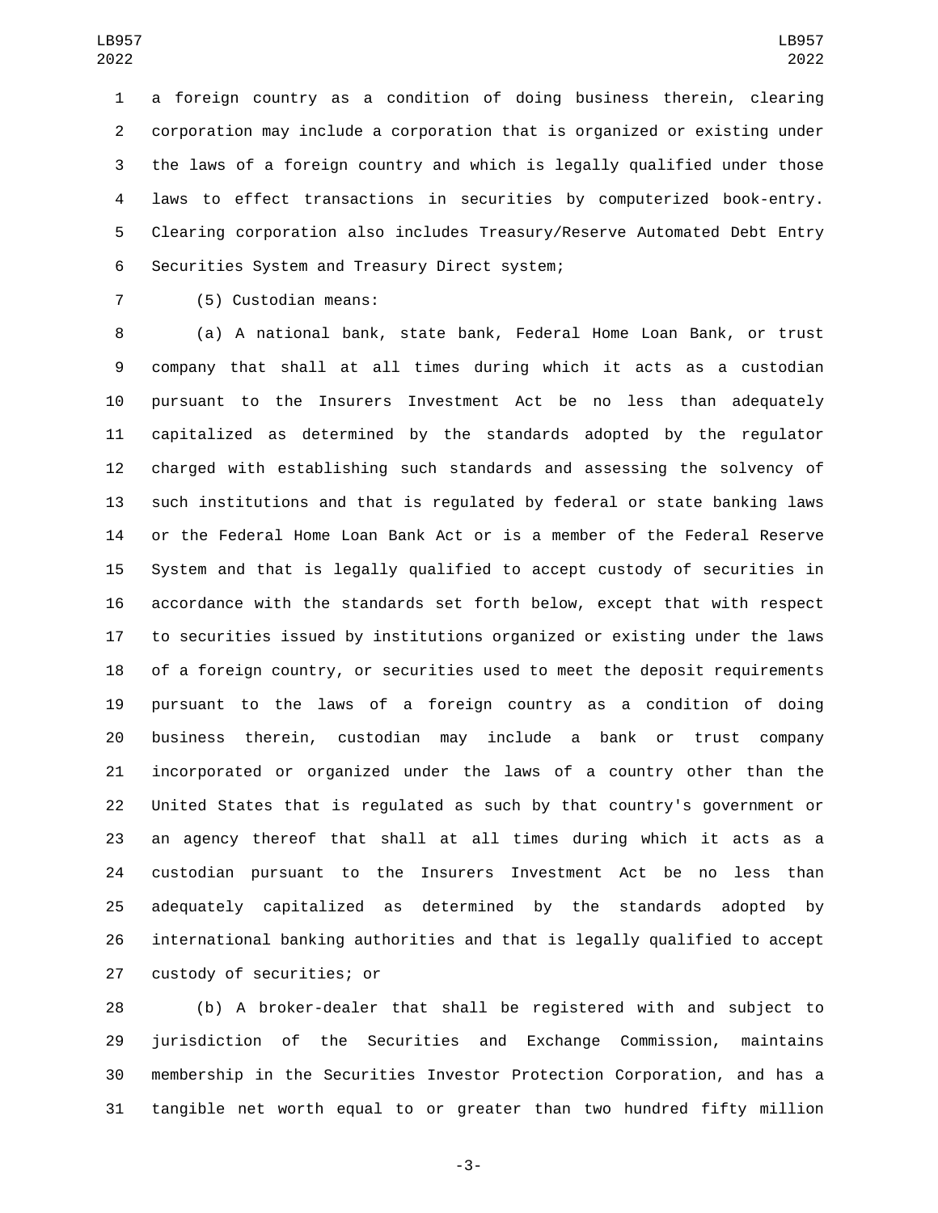a foreign country as a condition of doing business therein, clearing corporation may include a corporation that is organized or existing under the laws of a foreign country and which is legally qualified under those laws to effect transactions in securities by computerized book-entry. Clearing corporation also includes Treasury/Reserve Automated Debt Entry Securities System and Treasury Direct system;

(5) Custodian means:

(a) A national bank, state bank, Federal Home Loan Bank, or trust company that shall at all times during which it acts as a custodian pursuant to the Insurers Investment Act be no less than adequately capitalized as determined by the standards adopted by the regulator charged with establishing such standards and assessing the solvency of such institutions and that is regulated by federal or state banking laws or the Federal Home Loan Bank Act or is a member of the Federal Reserve System and that is legally qualified to accept custody of securities in accordance with the standards set forth below, except that with respect to securities issued by institutions organized or existing under the laws of a foreign country, or securities used to meet the deposit requirements pursuant to the laws of a foreign country as a condition of doing business therein, custodian may include a bank or trust company incorporated or organized under the laws of a country other than the United States that is regulated as such by that country's government or an agency thereof that shall at all times during which it acts as a custodian pursuant to the Insurers Investment Act be no less than adequately capitalized as determined by the standards adopted by international banking authorities and that is legally qualified to accept custody of securities; or

(b) A broker-dealer that shall be registered with and subject to jurisdiction of the Securities and Exchange Commission, maintains membership in the Securities Investor Protection Corporation, and has a tangible net worth equal to or greater than two hundred fifty million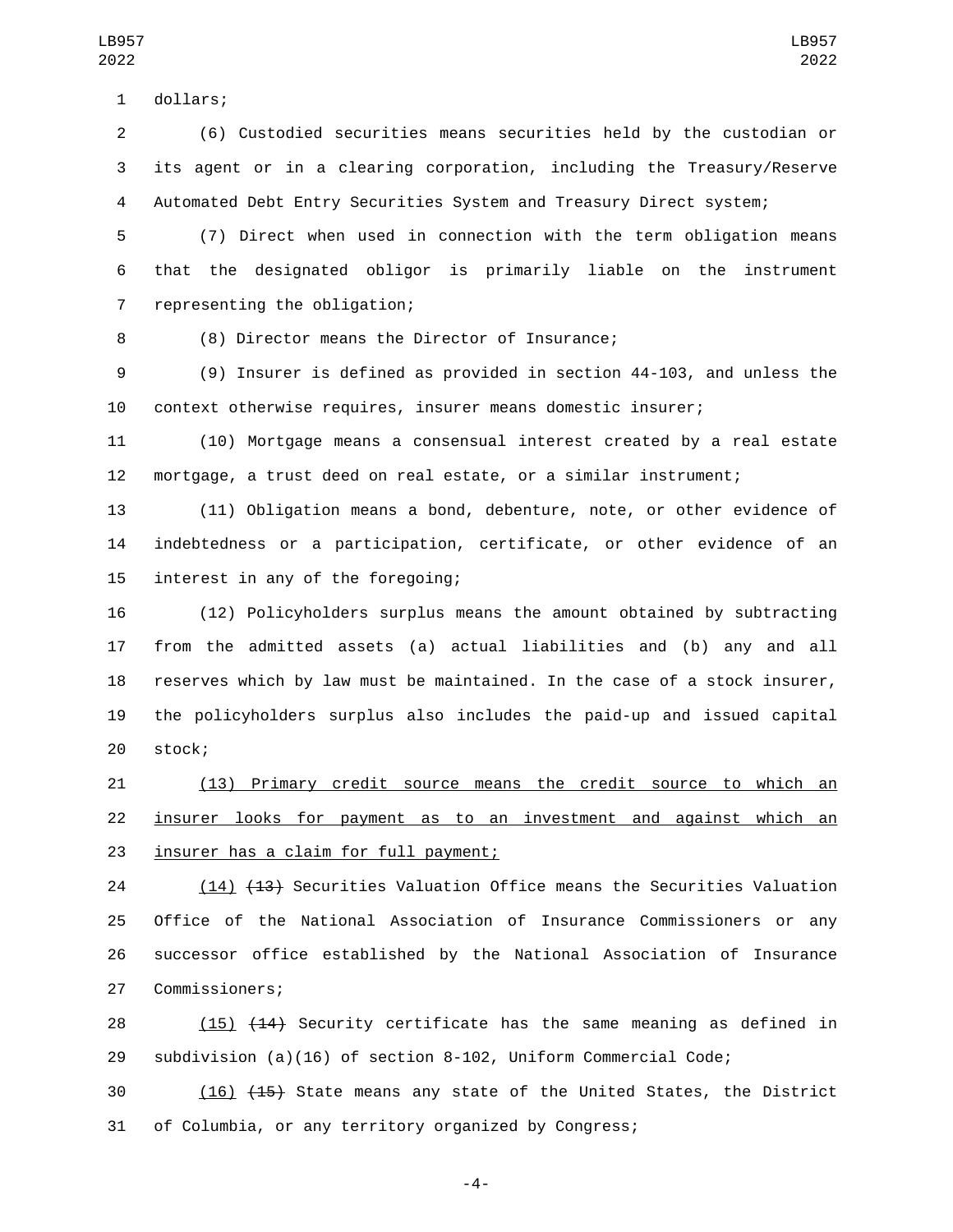dollars;

(6) Custodied securities means securities held by the custodian or its agent or in a clearing corporation, including the Treasury/Reserve Automated Debt Entry Securities System and Treasury Direct system;

(7) Direct when used in connection with the term obligation means that the designated obligor is primarily liable on the instrument representing the obligation;

(8) Director means the Director of Insurance;

(9) Insurer is defined as provided in section 44-103, and unless the context otherwise requires, insurer means domestic insurer;

(10) Mortgage means a consensual interest created by a real estate mortgage, a trust deed on real estate, or a similar instrument;

(11) Obligation means a bond, debenture, note, or other evidence of indebtedness or a participation, certificate, or other evidence of an interest in any of the foregoing;

(12) Policyholders surplus means the amount obtained by subtracting from the admitted assets (a) actual liabilities and (b) any and all reserves which by law must be maintained. In the case of a stock insurer, the policyholders surplus also includes the paid-up and issued capital stock;

(13) Primary credit source means the credit source to which an insurer looks for payment as to an investment and against which an insurer has a claim for full payment;

(14) ~~(13)~~ Securities Valuation Office means the Securities Valuation Office of the National Association of Insurance Commissioners or any successor office established by the National Association of Insurance Commissioners;

(15) ~~(14)~~ Security certificate has the same meaning as defined in subdivision (a)(16) of section 8-102, Uniform Commercial Code;

(16) ~~(15)~~ State means any state of the United States, the District of Columbia, or any territory organized by Congress;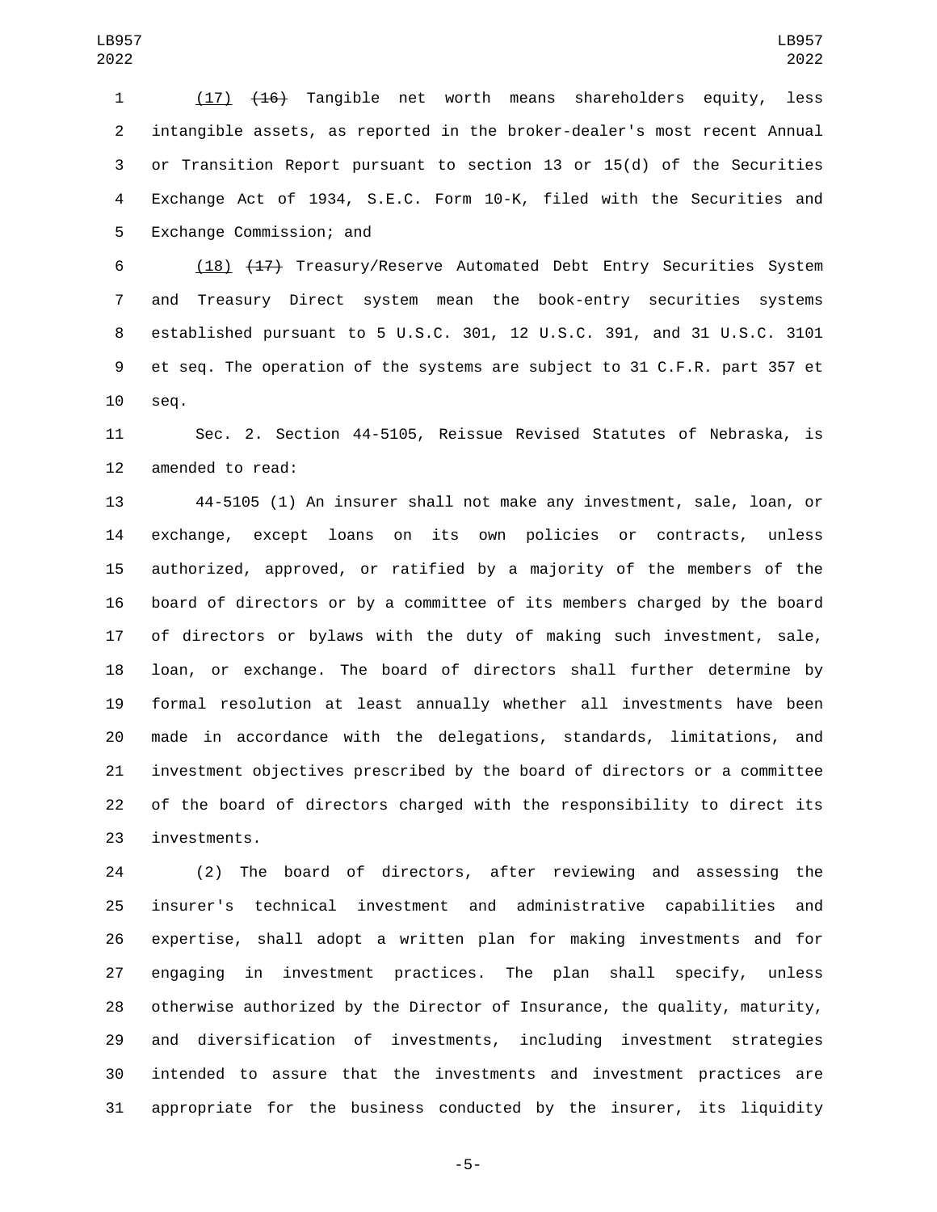(17) ~~(16)~~ Tangible net worth means shareholders equity, less intangible assets, as reported in the broker-dealer's most recent Annual or Transition Report pursuant to section 13 or 15(d) of the Securities Exchange Act of 1934, S.E.C. Form 10-K, filed with the Securities and Exchange Commission; and

(18) ~~(17)~~ Treasury/Reserve Automated Debt Entry Securities System and Treasury Direct system mean the book-entry securities systems established pursuant to 5 U.S.C. 301, 12 U.S.C. 391, and 31 U.S.C. 3101 et seq. The operation of the systems are subject to 31 C.F.R. part 357 et seq.

Sec. 2. Section 44-5105, Reissue Revised Statutes of Nebraska, is amended to read:

44-5105 (1) An insurer shall not make any investment, sale, loan, or exchange, except loans on its own policies or contracts, unless authorized, approved, or ratified by a majority of the members of the board of directors or by a committee of its members charged by the board of directors or bylaws with the duty of making such investment, sale, loan, or exchange. The board of directors shall further determine by formal resolution at least annually whether all investments have been made in accordance with the delegations, standards, limitations, and investment objectives prescribed by the board of directors or a committee of the board of directors charged with the responsibility to direct its investments.

(2) The board of directors, after reviewing and assessing the insurer's technical investment and administrative capabilities and expertise, shall adopt a written plan for making investments and for engaging in investment practices. The plan shall specify, unless otherwise authorized by the Director of Insurance, the quality, maturity, and diversification of investments, including investment strategies intended to assure that the investments and investment practices are appropriate for the business conducted by the insurer, its liquidity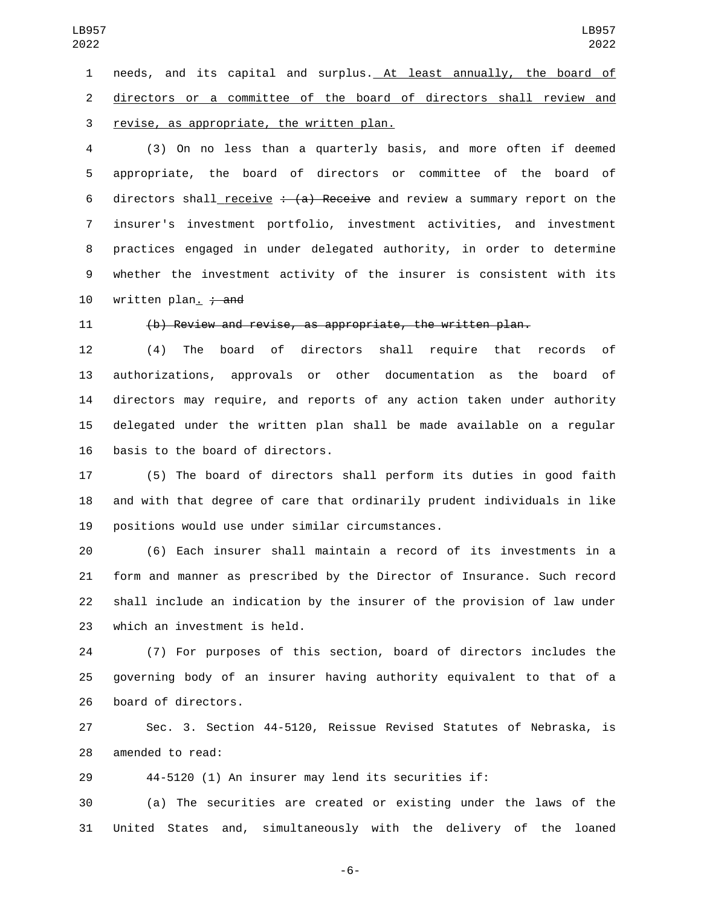needs, and its capital and surplus. At least annually, the board of directors or a committee of the board of directors shall review and revise, as appropriate, the written plan.

(3) On no less than a quarterly basis, and more often if deemed appropriate, the board of directors or committee of the board of directors shall receive ~~: (a) Receive~~ and review a summary report on the insurer's investment portfolio, investment activities, and investment practices engaged in under delegated authority, in order to determine whether the investment activity of the insurer is consistent with its written plan. ~~; and~~

~~(b) Review and revise, as appropriate, the written plan.~~

(4) The board of directors shall require that records of authorizations, approvals or other documentation as the board of directors may require, and reports of any action taken under authority delegated under the written plan shall be made available on a regular basis to the board of directors.

(5) The board of directors shall perform its duties in good faith and with that degree of care that ordinarily prudent individuals in like positions would use under similar circumstances.

(6) Each insurer shall maintain a record of its investments in a form and manner as prescribed by the Director of Insurance. Such record shall include an indication by the insurer of the provision of law under which an investment is held.

(7) For purposes of this section, board of directors includes the governing body of an insurer having authority equivalent to that of a board of directors.

Sec. 3. Section 44-5120, Reissue Revised Statutes of Nebraska, is amended to read:

44-5120 (1) An insurer may lend its securities if:

(a) The securities are created or existing under the laws of the United States and, simultaneously with the delivery of the loaned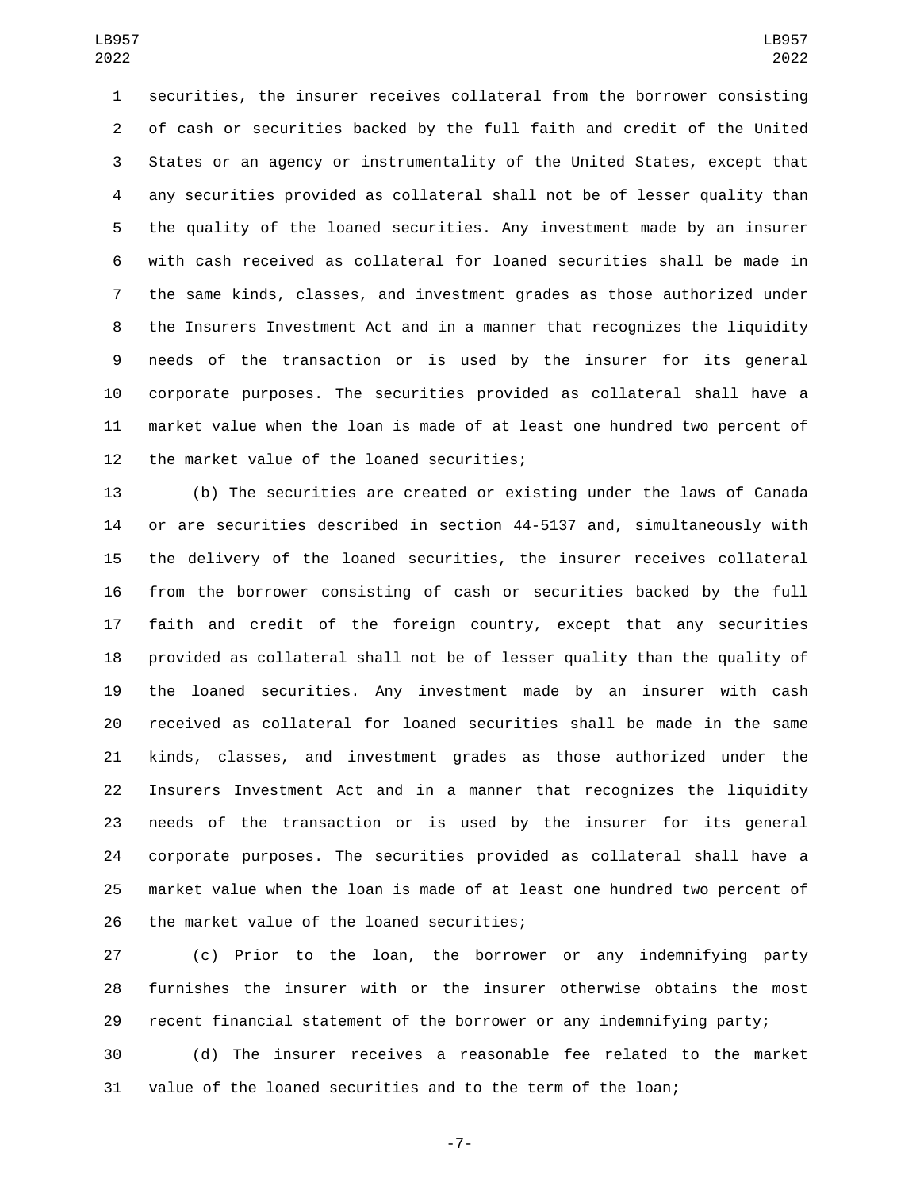securities, the insurer receives collateral from the borrower consisting of cash or securities backed by the full faith and credit of the United States or an agency or instrumentality of the United States, except that any securities provided as collateral shall not be of lesser quality than the quality of the loaned securities. Any investment made by an insurer with cash received as collateral for loaned securities shall be made in the same kinds, classes, and investment grades as those authorized under the Insurers Investment Act and in a manner that recognizes the liquidity needs of the transaction or is used by the insurer for its general corporate purposes. The securities provided as collateral shall have a market value when the loan is made of at least one hundred two percent of the market value of the loaned securities;

(b) The securities are created or existing under the laws of Canada or are securities described in section 44-5137 and, simultaneously with the delivery of the loaned securities, the insurer receives collateral from the borrower consisting of cash or securities backed by the full faith and credit of the foreign country, except that any securities provided as collateral shall not be of lesser quality than the quality of the loaned securities. Any investment made by an insurer with cash received as collateral for loaned securities shall be made in the same kinds, classes, and investment grades as those authorized under the Insurers Investment Act and in a manner that recognizes the liquidity needs of the transaction or is used by the insurer for its general corporate purposes. The securities provided as collateral shall have a market value when the loan is made of at least one hundred two percent of the market value of the loaned securities;

(c) Prior to the loan, the borrower or any indemnifying party furnishes the insurer with or the insurer otherwise obtains the most recent financial statement of the borrower or any indemnifying party;

(d) The insurer receives a reasonable fee related to the market value of the loaned securities and to the term of the loan;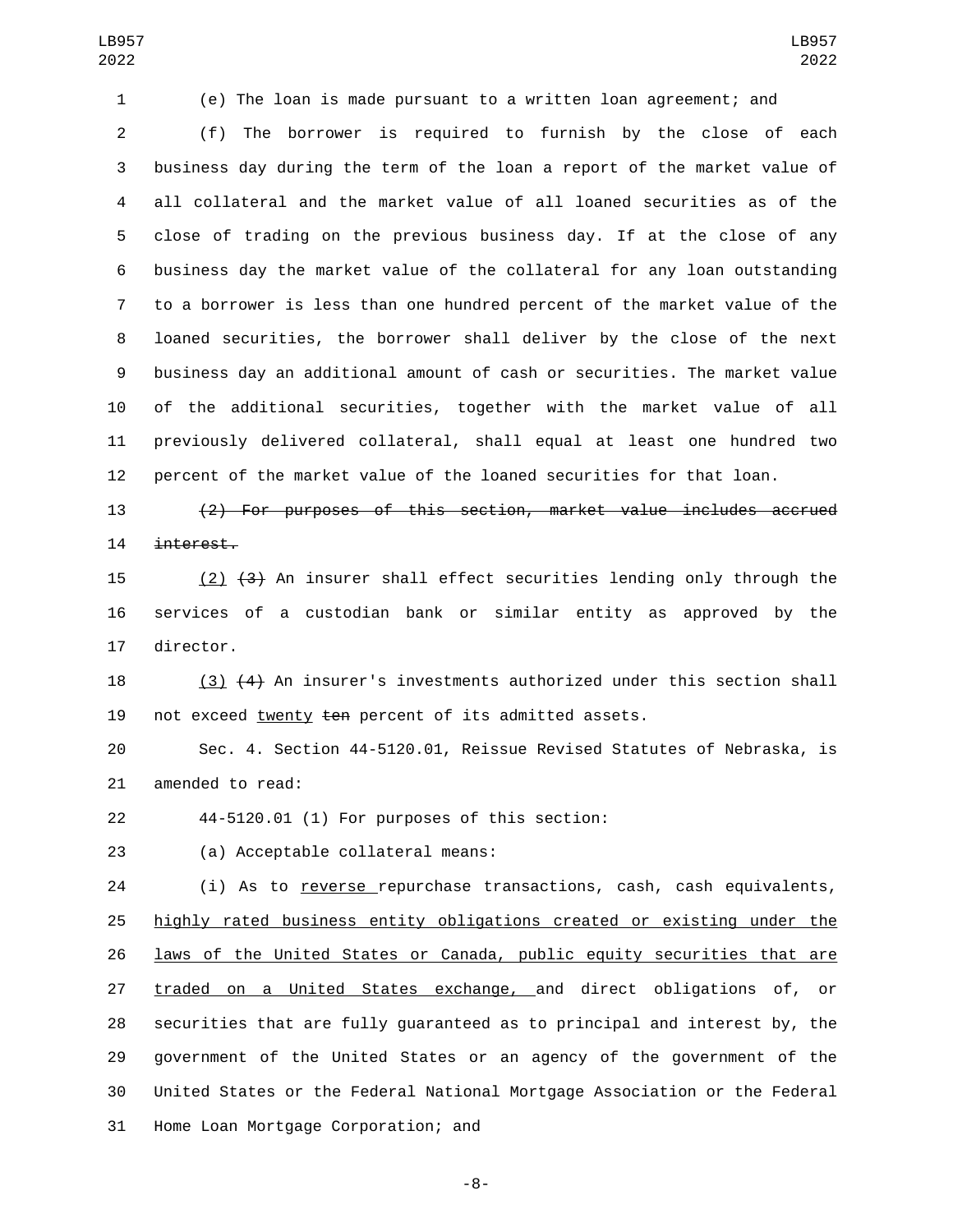(e) The loan is made pursuant to a written loan agreement; and

(f) The borrower is required to furnish by the close of each business day during the term of the loan a report of the market value of all collateral and the market value of all loaned securities as of the close of trading on the previous business day. If at the close of any business day the market value of the collateral for any loan outstanding to a borrower is less than one hundred percent of the market value of the loaned securities, the borrower shall deliver by the close of the next business day an additional amount of cash or securities. The market value of the additional securities, together with the market value of all previously delivered collateral, shall equal at least one hundred two percent of the market value of the loaned securities for that loan.

~~(2) For purposes of this section, market value includes accrued interest.~~

<u>(2)</u> ~~(3)~~ An insurer shall effect securities lending only through the services of a custodian bank or similar entity as approved by the director.

<u>(3)</u> ~~(4)~~ An insurer's investments authorized under this section shall not exceed <u>twenty</u> ~~ten~~ percent of its admitted assets.

Sec. 4. Section 44-5120.01, Reissue Revised Statutes of Nebraska, is amended to read:

44-5120.01 (1) For purposes of this section:

(a) Acceptable collateral means:

(i) As to <u>reverse</u> repurchase transactions, cash, cash equivalents, <u>highly rated business entity obligations created or existing under the laws of the United States or Canada, public equity securities that are traded on a United States exchange,</u> and direct obligations of, or securities that are fully guaranteed as to principal and interest by, the government of the United States or an agency of the government of the United States or the Federal National Mortgage Association or the Federal Home Loan Mortgage Corporation; and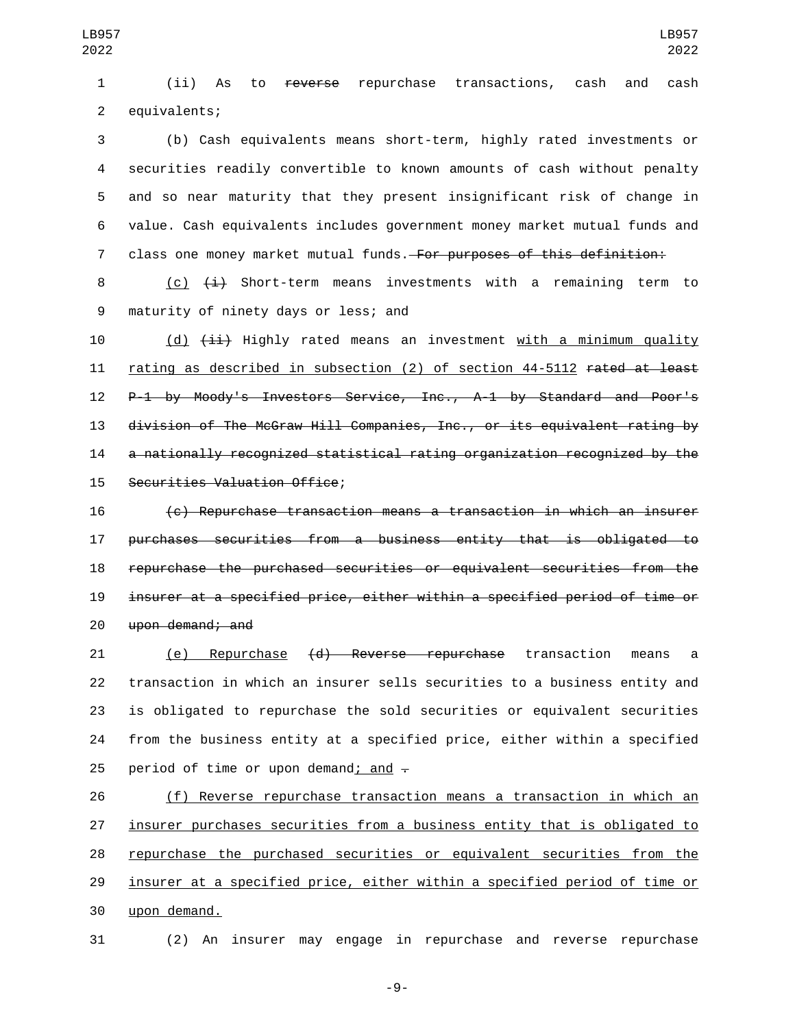(ii) As to ~~reverse~~ repurchase transactions, cash and cash equivalents;

(b) Cash equivalents means short-term, highly rated investments or securities readily convertible to known amounts of cash without penalty and so near maturity that they present insignificant risk of change in value. Cash equivalents includes government money market mutual funds and class one money market mutual funds. ~~For purposes of this definition:~~

<u>(c)</u> ~~(i)~~ Short-term means investments with a remaining term to maturity of ninety days or less; and

<u>(d)</u> ~~(ii)~~ Highly rated means an investment <u>with a minimum quality rating as described in subsection (2) of section 44-5112</u> ~~rated at least P-1 by Moody's Investors Service, Inc., A-1 by Standard and Poor's division of The McGraw Hill Companies, Inc., or its equivalent rating by a nationally recognized statistical rating organization recognized by the Securities Valuation Office~~;

~~(c) Repurchase transaction means a transaction in which an insurer purchases securities from a business entity that is obligated to repurchase the purchased securities or equivalent securities from the insurer at a specified price, either within a specified period of time or upon demand; and~~

<u>(e) Repurchase</u> ~~(d) Reverse repurchase~~ transaction means a transaction in which an insurer sells securities to a business entity and is obligated to repurchase the sold securities or equivalent securities from the business entity at a specified price, either within a specified period of time or upon demand<u>; and</u> ~~.~~

<u>(f) Reverse repurchase transaction means a transaction in which an insurer purchases securities from a business entity that is obligated to repurchase the purchased securities or equivalent securities from the insurer at a specified price, either within a specified period of time or upon demand.</u>

(2) An insurer may engage in repurchase and reverse repurchase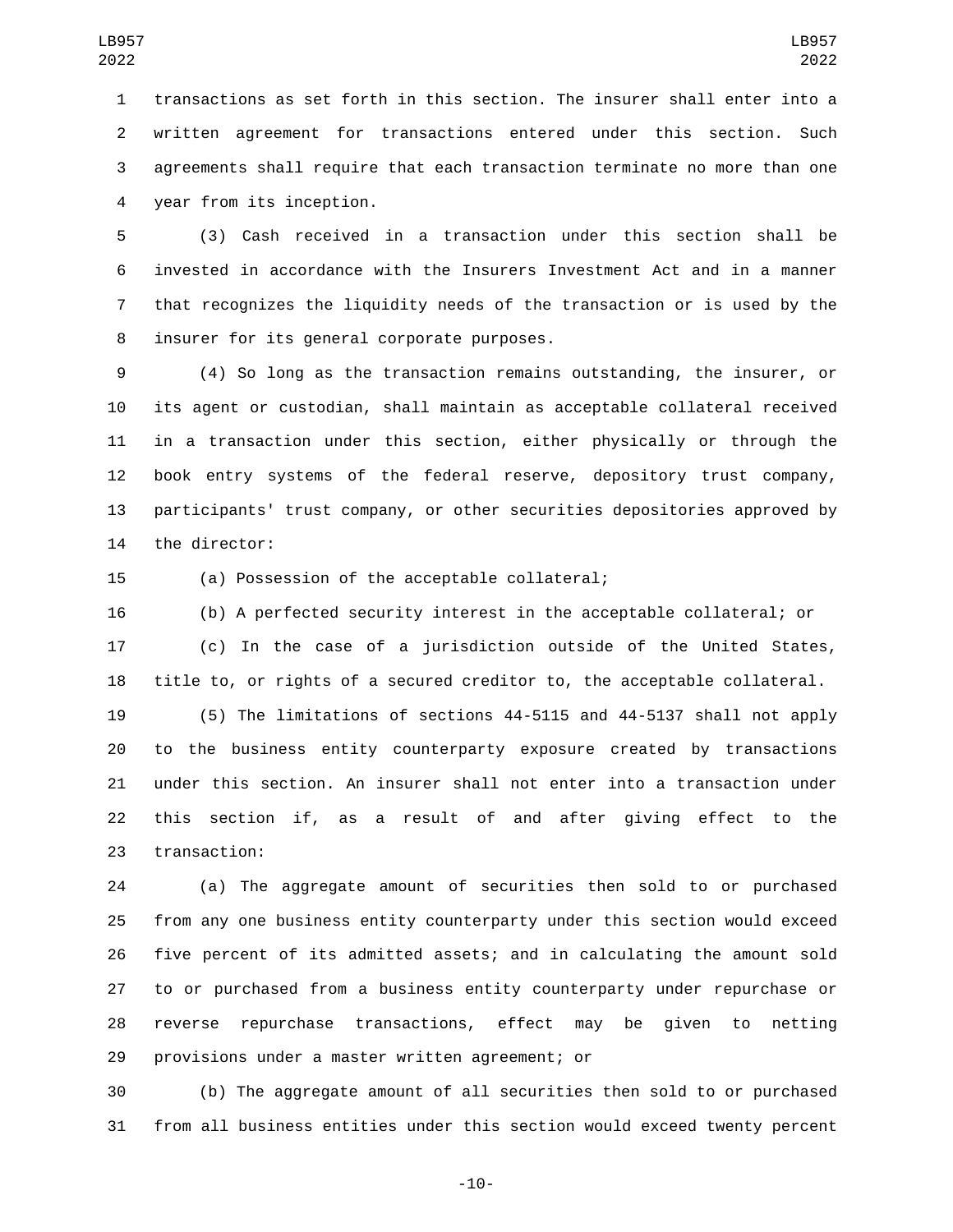transactions as set forth in this section. The insurer shall enter into a written agreement for transactions entered under this section. Such agreements shall require that each transaction terminate no more than one year from its inception.

(3) Cash received in a transaction under this section shall be invested in accordance with the Insurers Investment Act and in a manner that recognizes the liquidity needs of the transaction or is used by the insurer for its general corporate purposes.

(4) So long as the transaction remains outstanding, the insurer, or its agent or custodian, shall maintain as acceptable collateral received in a transaction under this section, either physically or through the book entry systems of the federal reserve, depository trust company, participants' trust company, or other securities depositories approved by the director:

(a) Possession of the acceptable collateral;

(b) A perfected security interest in the acceptable collateral; or

(c) In the case of a jurisdiction outside of the United States, title to, or rights of a secured creditor to, the acceptable collateral.

(5) The limitations of sections 44-5115 and 44-5137 shall not apply to the business entity counterparty exposure created by transactions under this section. An insurer shall not enter into a transaction under this section if, as a result of and after giving effect to the transaction:

(a) The aggregate amount of securities then sold to or purchased from any one business entity counterparty under this section would exceed five percent of its admitted assets; and in calculating the amount sold to or purchased from a business entity counterparty under repurchase or reverse repurchase transactions, effect may be given to netting provisions under a master written agreement; or

(b) The aggregate amount of all securities then sold to or purchased from all business entities under this section would exceed twenty percent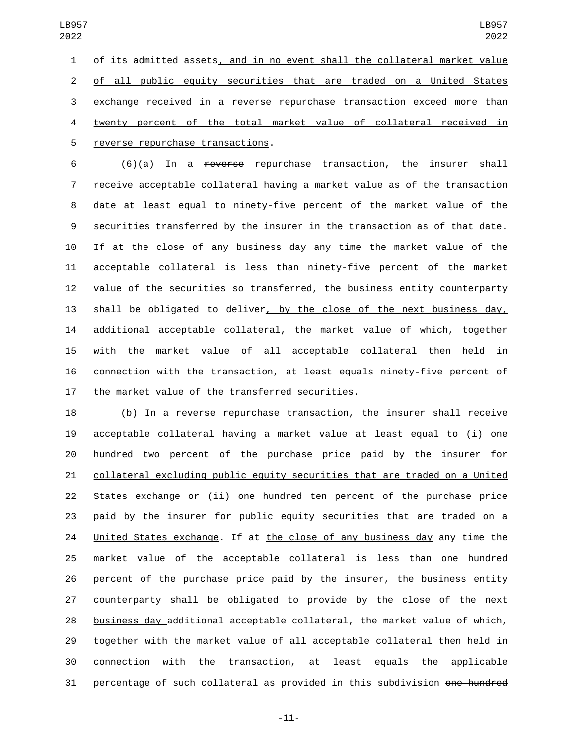of its admitted assets, and in no event shall the collateral market value of all public equity securities that are traded on a United States exchange received in a reverse repurchase transaction exceed more than twenty percent of the total market value of collateral received in reverse repurchase transactions.

(6)(a) In a ~~reverse~~ repurchase transaction, the insurer shall receive acceptable collateral having a market value as of the transaction date at least equal to ninety-five percent of the market value of the securities transferred by the insurer in the transaction as of that date. If at the close of any business day ~~any time~~ the market value of the acceptable collateral is less than ninety-five percent of the market value of the securities so transferred, the business entity counterparty shall be obligated to deliver, by the close of the next business day, additional acceptable collateral, the market value of which, together with the market value of all acceptable collateral then held in connection with the transaction, at least equals ninety-five percent of the market value of the transferred securities.

(b) In a reverse repurchase transaction, the insurer shall receive acceptable collateral having a market value at least equal to (i) one hundred two percent of the purchase price paid by the insurer for collateral excluding public equity securities that are traded on a United States exchange or (ii) one hundred ten percent of the purchase price paid by the insurer for public equity securities that are traded on a United States exchange. If at the close of any business day ~~any time~~ the market value of the acceptable collateral is less than one hundred percent of the purchase price paid by the insurer, the business entity counterparty shall be obligated to provide by the close of the next business day additional acceptable collateral, the market value of which, together with the market value of all acceptable collateral then held in connection with the transaction, at least equals the applicable percentage of such collateral as provided in this subdivision ~~one hundred~~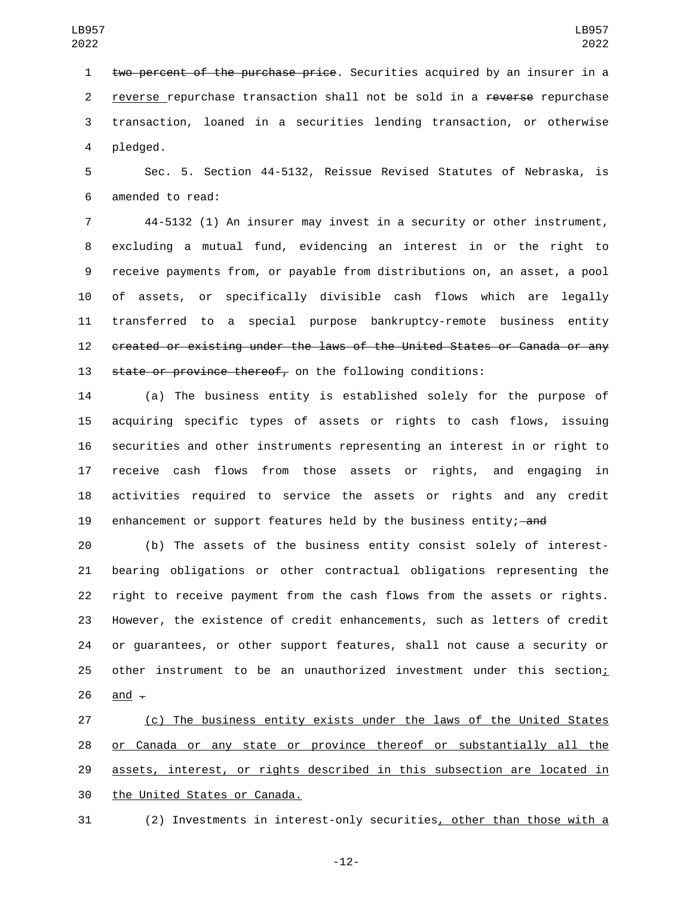two percent of the purchase price. Securities acquired by an insurer in a reverse repurchase transaction shall not be sold in a reverse repurchase transaction, loaned in a securities lending transaction, or otherwise pledged.

Sec. 5. Section 44-5132, Reissue Revised Statutes of Nebraska, is amended to read:

44-5132 (1) An insurer may invest in a security or other instrument, excluding a mutual fund, evidencing an interest in or the right to receive payments from, or payable from distributions on, an asset, a pool of assets, or specifically divisible cash flows which are legally transferred to a special purpose bankruptcy-remote business entity created or existing under the laws of the United States or Canada or any state or province thereof, on the following conditions:

(a) The business entity is established solely for the purpose of acquiring specific types of assets or rights to cash flows, issuing securities and other instruments representing an interest in or right to receive cash flows from those assets or rights, and engaging in activities required to service the assets or rights and any credit enhancement or support features held by the business entity; and

(b) The assets of the business entity consist solely of interest-bearing obligations or other contractual obligations representing the right to receive payment from the cash flows from the assets or rights. However, the existence of credit enhancements, such as letters of credit or guarantees, or other support features, shall not cause a security or other instrument to be an unauthorized investment under this section; and .

(c) The business entity exists under the laws of the United States or Canada or any state or province thereof or substantially all the assets, interest, or rights described in this subsection are located in the United States or Canada.

(2) Investments in interest-only securities, other than those with a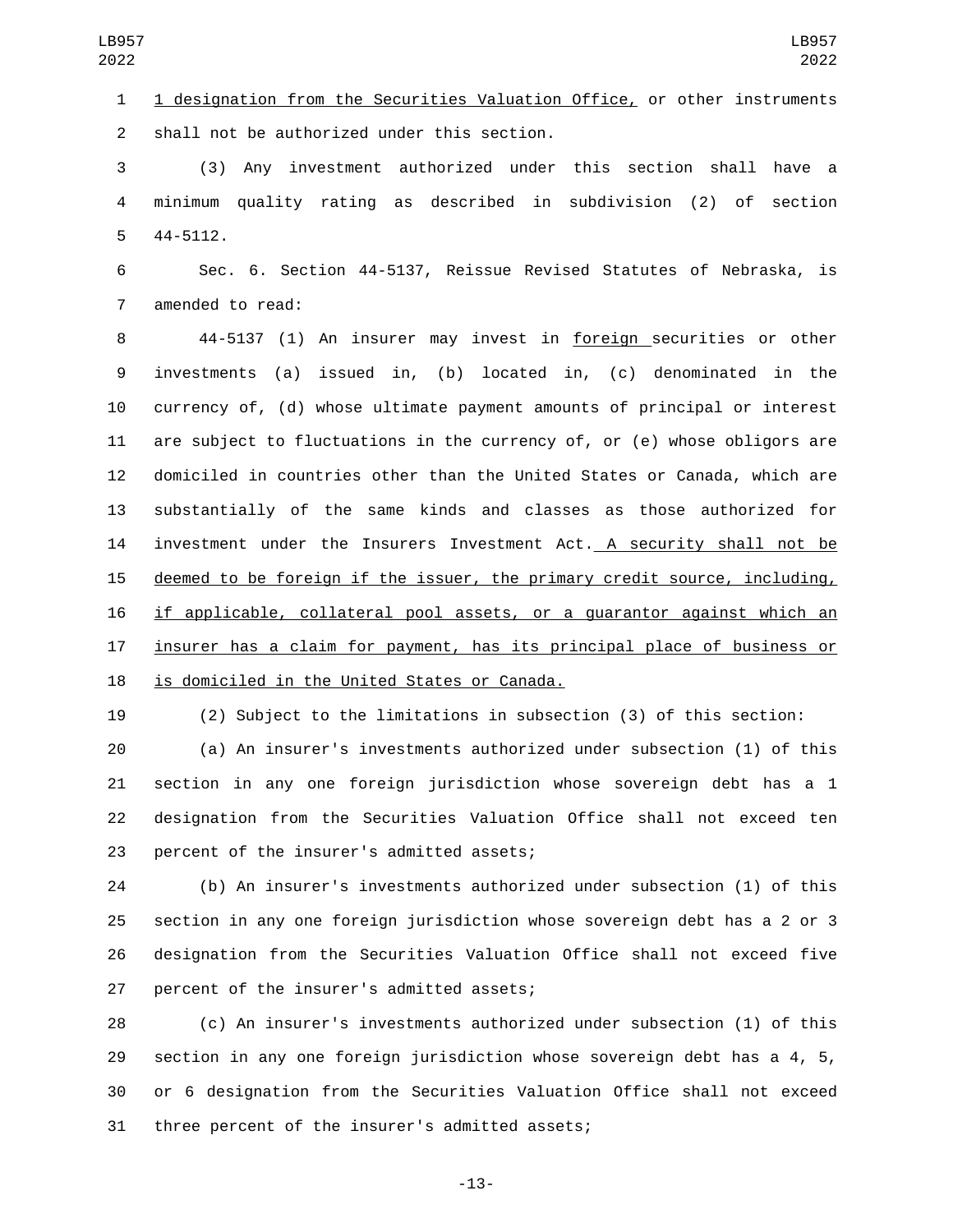1 designation from the Securities Valuation Office, or other instruments shall not be authorized under this section.

(3) Any investment authorized under this section shall have a minimum quality rating as described in subdivision (2) of section 44-5112.

Sec. 6. Section 44-5137, Reissue Revised Statutes of Nebraska, is amended to read:

44-5137 (1) An insurer may invest in foreign securities or other investments (a) issued in, (b) located in, (c) denominated in the currency of, (d) whose ultimate payment amounts of principal or interest are subject to fluctuations in the currency of, or (e) whose obligors are domiciled in countries other than the United States or Canada, which are substantially of the same kinds and classes as those authorized for investment under the Insurers Investment Act. A security shall not be deemed to be foreign if the issuer, the primary credit source, including, if applicable, collateral pool assets, or a guarantor against which an insurer has a claim for payment, has its principal place of business or is domiciled in the United States or Canada.

(2) Subject to the limitations in subsection (3) of this section:

(a) An insurer's investments authorized under subsection (1) of this section in any one foreign jurisdiction whose sovereign debt has a 1 designation from the Securities Valuation Office shall not exceed ten percent of the insurer's admitted assets;

(b) An insurer's investments authorized under subsection (1) of this section in any one foreign jurisdiction whose sovereign debt has a 2 or 3 designation from the Securities Valuation Office shall not exceed five percent of the insurer's admitted assets;

(c) An insurer's investments authorized under subsection (1) of this section in any one foreign jurisdiction whose sovereign debt has a 4, 5, or 6 designation from the Securities Valuation Office shall not exceed three percent of the insurer's admitted assets;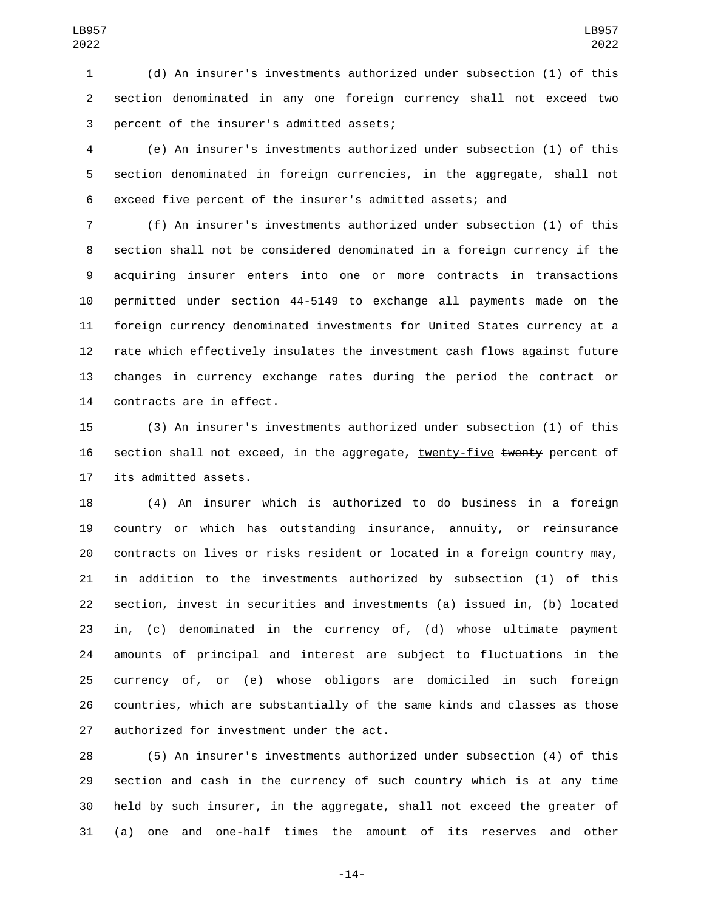(d) An insurer's investments authorized under subsection (1) of this section denominated in any one foreign currency shall not exceed two percent of the insurer's admitted assets;

(e) An insurer's investments authorized under subsection (1) of this section denominated in foreign currencies, in the aggregate, shall not exceed five percent of the insurer's admitted assets; and

(f) An insurer's investments authorized under subsection (1) of this section shall not be considered denominated in a foreign currency if the acquiring insurer enters into one or more contracts in transactions permitted under section 44-5149 to exchange all payments made on the foreign currency denominated investments for United States currency at a rate which effectively insulates the investment cash flows against future changes in currency exchange rates during the period the contract or contracts are in effect.

(3) An insurer's investments authorized under subsection (1) of this section shall not exceed, in the aggregate, <u>twenty-five</u> ~~twenty~~ percent of its admitted assets.

(4) An insurer which is authorized to do business in a foreign country or which has outstanding insurance, annuity, or reinsurance contracts on lives or risks resident or located in a foreign country may, in addition to the investments authorized by subsection (1) of this section, invest in securities and investments (a) issued in, (b) located in, (c) denominated in the currency of, (d) whose ultimate payment amounts of principal and interest are subject to fluctuations in the currency of, or (e) whose obligors are domiciled in such foreign countries, which are substantially of the same kinds and classes as those authorized for investment under the act.

(5) An insurer's investments authorized under subsection (4) of this section and cash in the currency of such country which is at any time held by such insurer, in the aggregate, shall not exceed the greater of (a) one and one-half times the amount of its reserves and other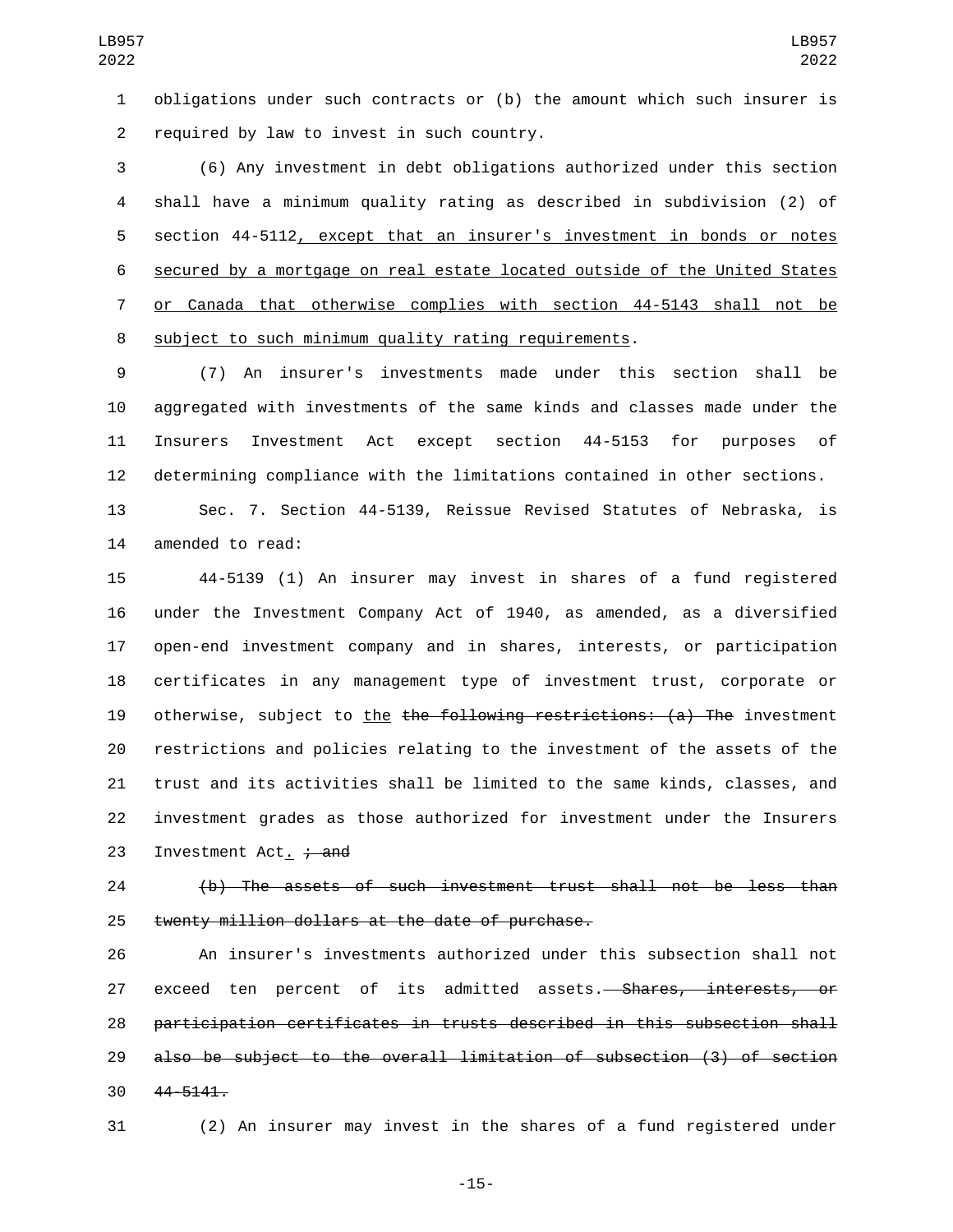obligations under such contracts or (b) the amount which such insurer is required by law to invest in such country.

(6) Any investment in debt obligations authorized under this section shall have a minimum quality rating as described in subdivision (2) of section 44-5112<u>, except that an insurer's investment in bonds or notes secured by a mortgage on real estate located outside of the United States or Canada that otherwise complies with section 44-5143 shall not be subject to such minimum quality rating requirements</u>.

(7) An insurer's investments made under this section shall be aggregated with investments of the same kinds and classes made under the Insurers Investment Act except section 44-5153 for purposes of determining compliance with the limitations contained in other sections.

Sec. 7. Section 44-5139, Reissue Revised Statutes of Nebraska, is amended to read:

44-5139 (1) An insurer may invest in shares of a fund registered under the Investment Company Act of 1940, as amended, as a diversified open-end investment company and in shares, interests, or participation certificates in any management type of investment trust, corporate or otherwise, subject to <u>the</u> ~~the following restrictions: (a) The~~ investment restrictions and policies relating to the investment of the assets of the trust and its activities shall be limited to the same kinds, classes, and investment grades as those authorized for investment under the Insurers Investment Act<u>.</u> ~~; and~~

~~(b) The assets of such investment trust shall not be less than twenty million dollars at the date of purchase.~~

An insurer's investments authorized under this subsection shall not exceed ten percent of its admitted assets.~~ Shares, interests, or participation certificates in trusts described in this subsection shall also be subject to the overall limitation of subsection (3) of section 44-5141.~~

(2) An insurer may invest in the shares of a fund registered under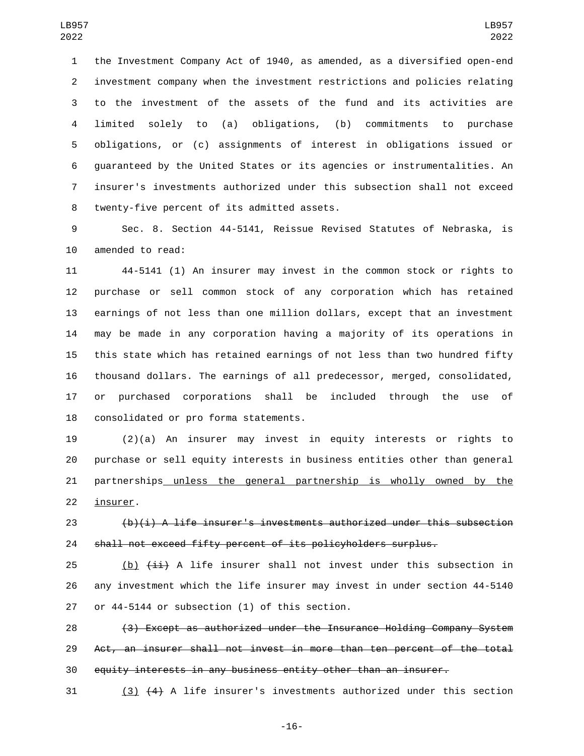the Investment Company Act of 1940, as amended, as a diversified open-end investment company when the investment restrictions and policies relating to the investment of the assets of the fund and its activities are limited solely to (a) obligations, (b) commitments to purchase obligations, or (c) assignments of interest in obligations issued or guaranteed by the United States or its agencies or instrumentalities. An insurer's investments authorized under this subsection shall not exceed twenty-five percent of its admitted assets.

Sec. 8. Section 44-5141, Reissue Revised Statutes of Nebraska, is amended to read:

44-5141 (1) An insurer may invest in the common stock or rights to purchase or sell common stock of any corporation which has retained earnings of not less than one million dollars, except that an investment may be made in any corporation having a majority of its operations in this state which has retained earnings of not less than two hundred fifty thousand dollars. The earnings of all predecessor, merged, consolidated, or purchased corporations shall be included through the use of consolidated or pro forma statements.

(2)(a) An insurer may invest in equity interests or rights to purchase or sell equity interests in business entities other than general partnerships <u>unless the general partnership is wholly owned by the insurer</u>.

~~(b)(i) A life insurer's investments authorized under this subsection shall not exceed fifty percent of its policyholders surplus.~~

<u>(b)</u> ~~(ii)~~ A life insurer shall not invest under this subsection in any investment which the life insurer may invest in under section 44-5140 or 44-5144 or subsection (1) of this section.

~~(3) Except as authorized under the Insurance Holding Company System Act, an insurer shall not invest in more than ten percent of the total equity interests in any business entity other than an insurer.~~

<u>(3)</u> ~~(4)~~ A life insurer's investments authorized under this section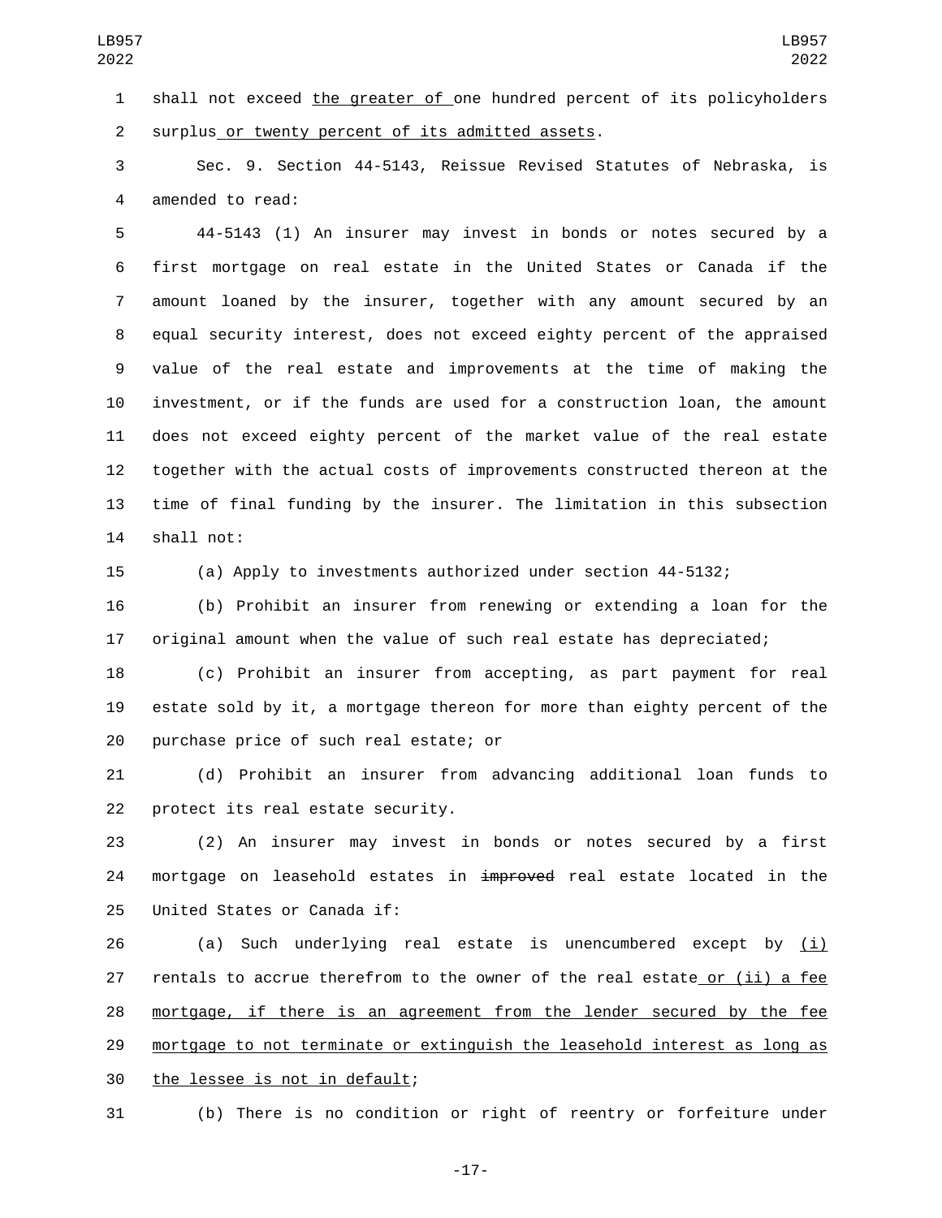shall not exceed <u>the greater of </u>one hundred percent of its policyholders surplus<u> or twenty percent of its admitted assets</u>.

Sec. 9. Section 44-5143, Reissue Revised Statutes of Nebraska, is amended to read:

44-5143 (1) An insurer may invest in bonds or notes secured by a first mortgage on real estate in the United States or Canada if the amount loaned by the insurer, together with any amount secured by an equal security interest, does not exceed eighty percent of the appraised value of the real estate and improvements at the time of making the investment, or if the funds are used for a construction loan, the amount does not exceed eighty percent of the market value of the real estate together with the actual costs of improvements constructed thereon at the time of final funding by the insurer. The limitation in this subsection shall not:

(a) Apply to investments authorized under section 44-5132;

(b) Prohibit an insurer from renewing or extending a loan for the original amount when the value of such real estate has depreciated;

(c) Prohibit an insurer from accepting, as part payment for real estate sold by it, a mortgage thereon for more than eighty percent of the purchase price of such real estate; or

(d) Prohibit an insurer from advancing additional loan funds to protect its real estate security.

(2) An insurer may invest in bonds or notes secured by a first mortgage on leasehold estates in ~~improved~~ real estate located in the United States or Canada if:

(a) Such underlying real estate is unencumbered except by <u>(i)</u> rentals to accrue therefrom to the owner of the real estate<u> or (ii) a fee mortgage, if there is an agreement from the lender secured by the fee mortgage to not terminate or extinguish the leasehold interest as long as the lessee is not in default</u>;

(b) There is no condition or right of reentry or forfeiture under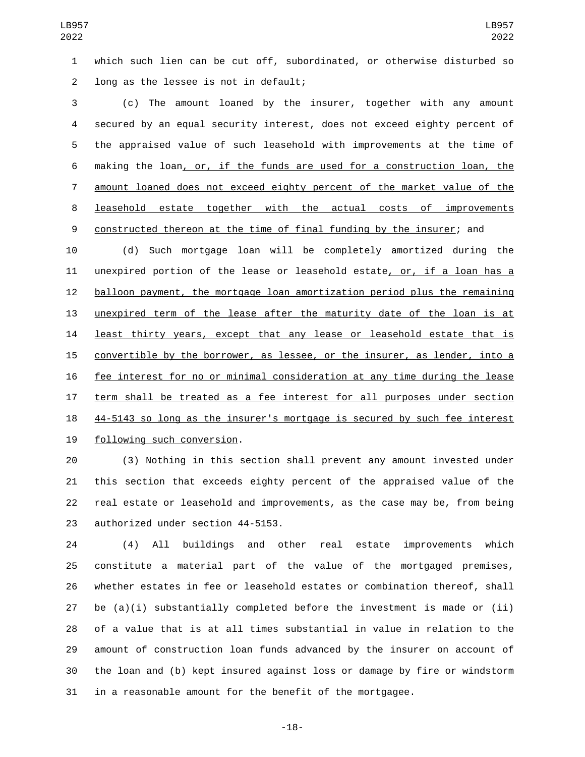which such lien can be cut off, subordinated, or otherwise disturbed so long as the lessee is not in default;

(c) The amount loaned by the insurer, together with any amount secured by an equal security interest, does not exceed eighty percent of the appraised value of such leasehold with improvements at the time of making the loan, or, if the funds are used for a construction loan, the amount loaned does not exceed eighty percent of the market value of the leasehold estate together with the actual costs of improvements constructed thereon at the time of final funding by the insurer; and

(d) Such mortgage loan will be completely amortized during the unexpired portion of the lease or leasehold estate, or, if a loan has a balloon payment, the mortgage loan amortization period plus the remaining unexpired term of the lease after the maturity date of the loan is at least thirty years, except that any lease or leasehold estate that is convertible by the borrower, as lessee, or the insurer, as lender, into a fee interest for no or minimal consideration at any time during the lease term shall be treated as a fee interest for all purposes under section 44-5143 so long as the insurer's mortgage is secured by such fee interest following such conversion.

(3) Nothing in this section shall prevent any amount invested under this section that exceeds eighty percent of the appraised value of the real estate or leasehold and improvements, as the case may be, from being authorized under section 44-5153.

(4) All buildings and other real estate improvements which constitute a material part of the value of the mortgaged premises, whether estates in fee or leasehold estates or combination thereof, shall be (a)(i) substantially completed before the investment is made or (ii) of a value that is at all times substantial in value in relation to the amount of construction loan funds advanced by the insurer on account of the loan and (b) kept insured against loss or damage by fire or windstorm in a reasonable amount for the benefit of the mortgagee.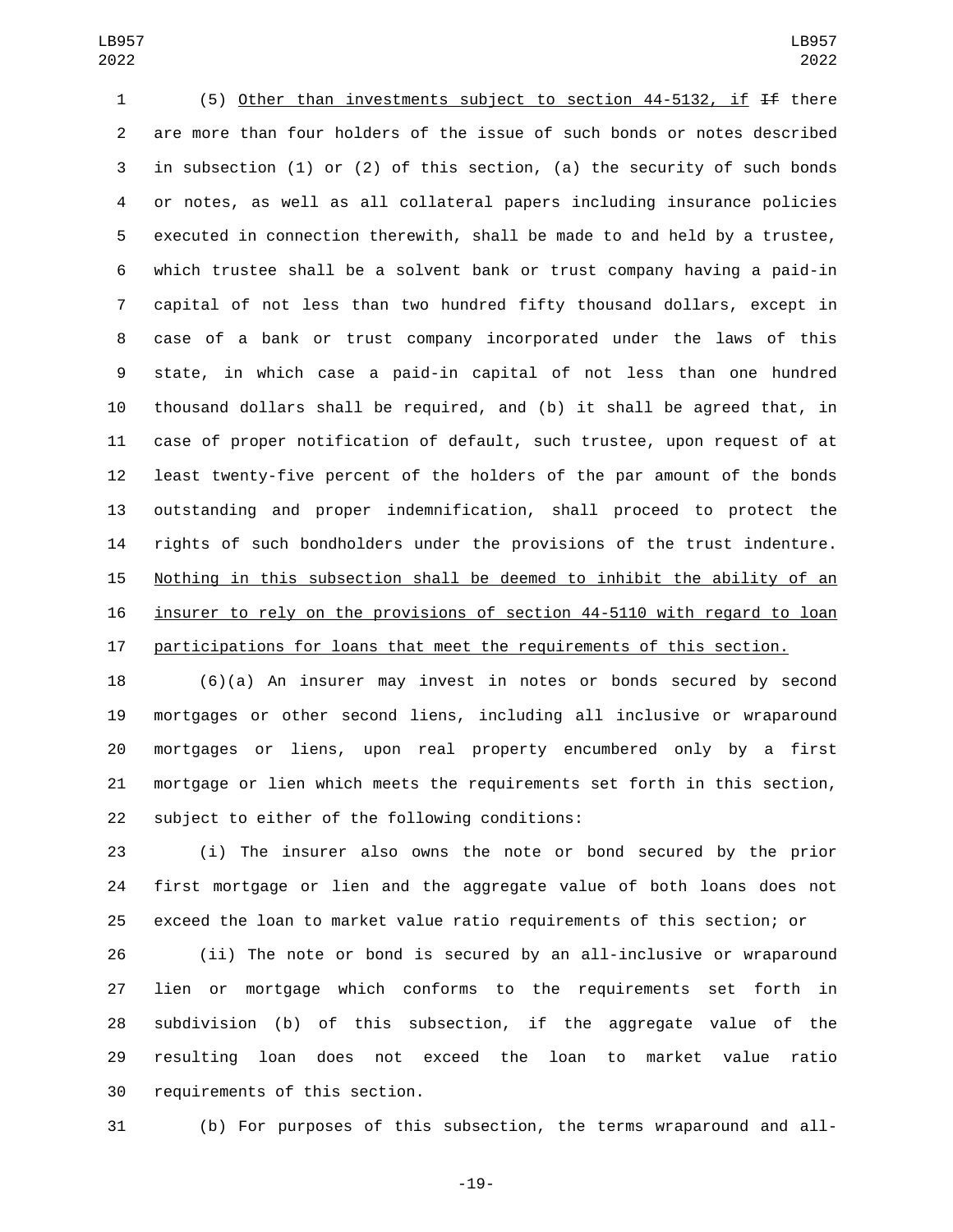(5) Other than investments subject to section 44-5132, if ~~If~~ there are more than four holders of the issue of such bonds or notes described in subsection (1) or (2) of this section, (a) the security of such bonds or notes, as well as all collateral papers including insurance policies executed in connection therewith, shall be made to and held by a trustee, which trustee shall be a solvent bank or trust company having a paid-in capital of not less than two hundred fifty thousand dollars, except in case of a bank or trust company incorporated under the laws of this state, in which case a paid-in capital of not less than one hundred thousand dollars shall be required, and (b) it shall be agreed that, in case of proper notification of default, such trustee, upon request of at least twenty-five percent of the holders of the par amount of the bonds outstanding and proper indemnification, shall proceed to protect the rights of such bondholders under the provisions of the trust indenture. Nothing in this subsection shall be deemed to inhibit the ability of an insurer to rely on the provisions of section 44-5110 with regard to loan participations for loans that meet the requirements of this section.

(6)(a) An insurer may invest in notes or bonds secured by second mortgages or other second liens, including all inclusive or wraparound mortgages or liens, upon real property encumbered only by a first mortgage or lien which meets the requirements set forth in this section, subject to either of the following conditions:

(i) The insurer also owns the note or bond secured by the prior first mortgage or lien and the aggregate value of both loans does not exceed the loan to market value ratio requirements of this section; or

(ii) The note or bond is secured by an all-inclusive or wraparound lien or mortgage which conforms to the requirements set forth in subdivision (b) of this subsection, if the aggregate value of the resulting loan does not exceed the loan to market value ratio requirements of this section.

(b) For purposes of this subsection, the terms wraparound and all-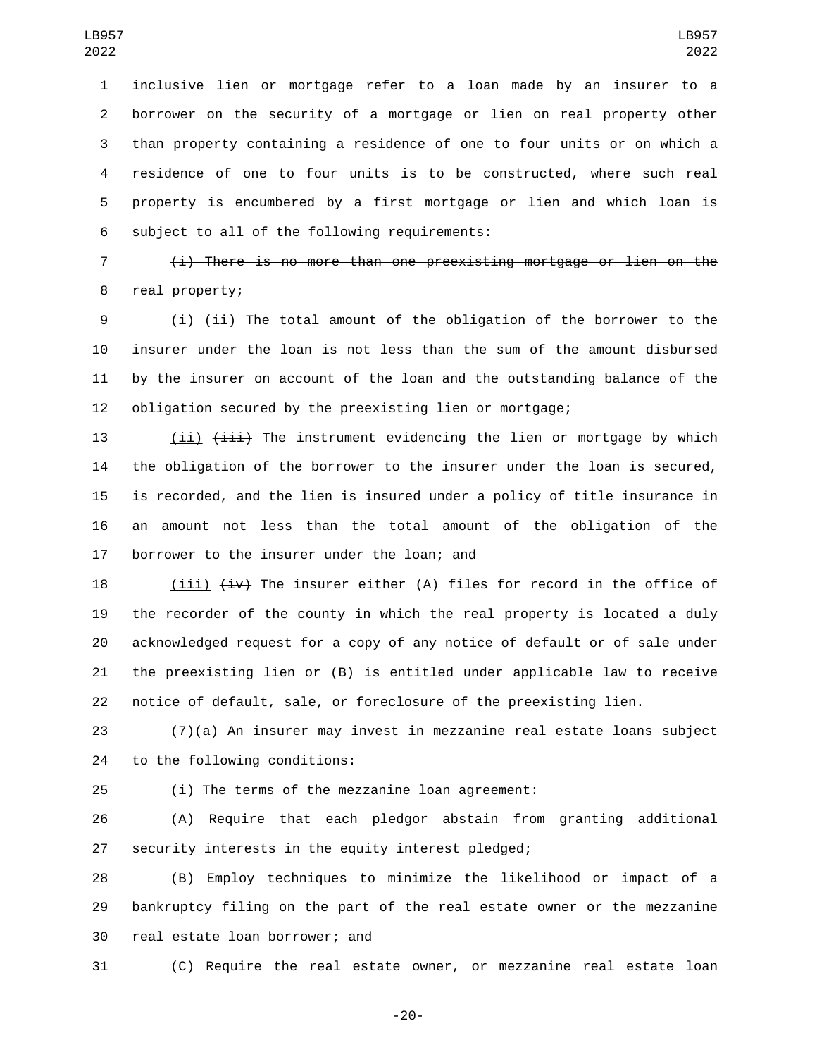inclusive lien or mortgage refer to a loan made by an insurer to a borrower on the security of a mortgage or lien on real property other than property containing a residence of one to four units or on which a residence of one to four units is to be constructed, where such real property is encumbered by a first mortgage or lien and which loan is subject to all of the following requirements:

~~(i) There is no more than one preexisting mortgage or lien on the real property;~~

(i) ~~(ii)~~ The total amount of the obligation of the borrower to the insurer under the loan is not less than the sum of the amount disbursed by the insurer on account of the loan and the outstanding balance of the obligation secured by the preexisting lien or mortgage;

(ii) ~~(iii)~~ The instrument evidencing the lien or mortgage by which the obligation of the borrower to the insurer under the loan is secured, is recorded, and the lien is insured under a policy of title insurance in an amount not less than the total amount of the obligation of the borrower to the insurer under the loan; and

(iii) ~~(iv)~~ The insurer either (A) files for record in the office of the recorder of the county in which the real property is located a duly acknowledged request for a copy of any notice of default or of sale under the preexisting lien or (B) is entitled under applicable law to receive notice of default, sale, or foreclosure of the preexisting lien.

(7)(a) An insurer may invest in mezzanine real estate loans subject to the following conditions:

(i) The terms of the mezzanine loan agreement:

(A) Require that each pledgor abstain from granting additional security interests in the equity interest pledged;

(B) Employ techniques to minimize the likelihood or impact of a bankruptcy filing on the part of the real estate owner or the mezzanine real estate loan borrower; and

(C) Require the real estate owner, or mezzanine real estate loan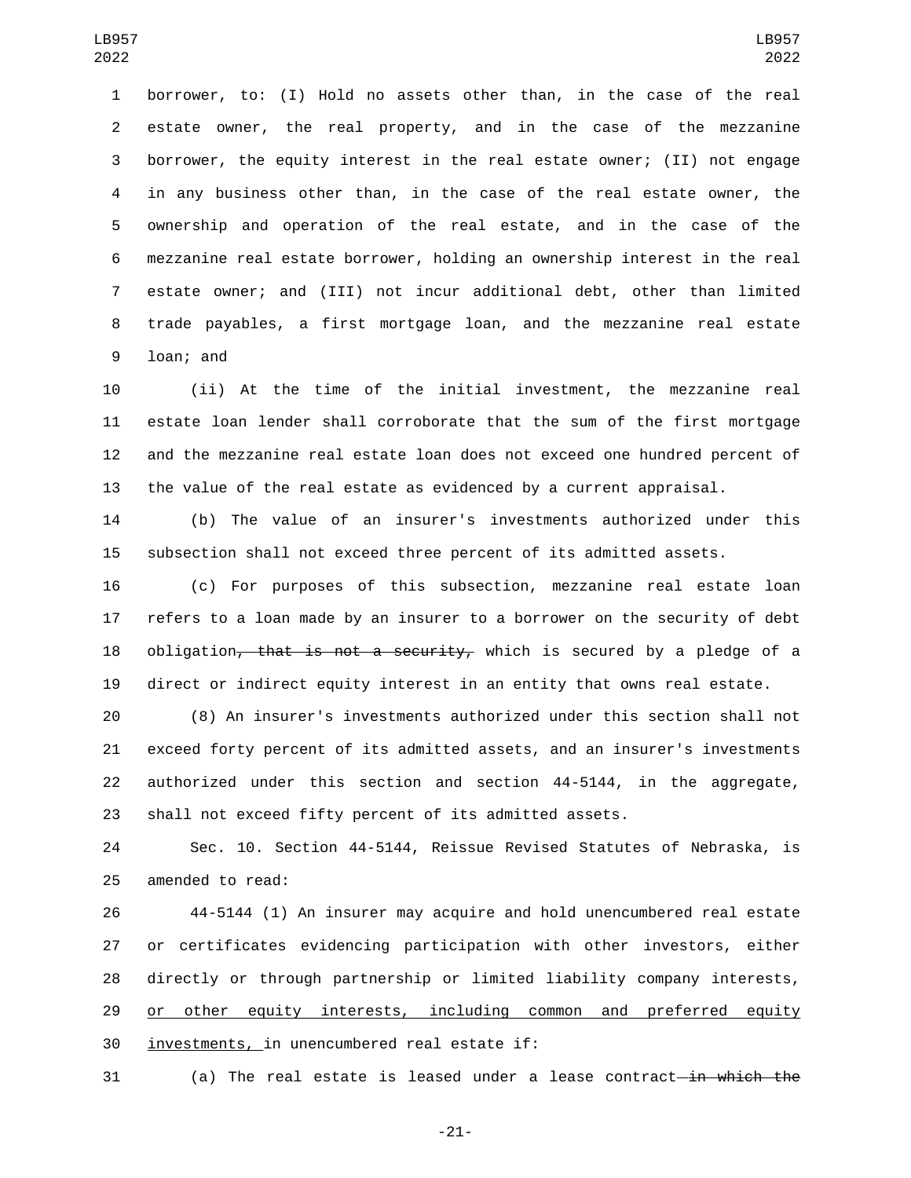borrower, to: (I) Hold no assets other than, in the case of the real estate owner, the real property, and in the case of the mezzanine borrower, the equity interest in the real estate owner; (II) not engage in any business other than, in the case of the real estate owner, the ownership and operation of the real estate, and in the case of the mezzanine real estate borrower, holding an ownership interest in the real estate owner; and (III) not incur additional debt, other than limited trade payables, a first mortgage loan, and the mezzanine real estate loan; and

(ii) At the time of the initial investment, the mezzanine real estate loan lender shall corroborate that the sum of the first mortgage and the mezzanine real estate loan does not exceed one hundred percent of the value of the real estate as evidenced by a current appraisal.

(b) The value of an insurer's investments authorized under this subsection shall not exceed three percent of its admitted assets.

(c) For purposes of this subsection, mezzanine real estate loan refers to a loan made by an insurer to a borrower on the security of debt obligation~~, that is not a security,~~ which is secured by a pledge of a direct or indirect equity interest in an entity that owns real estate.

(8) An insurer's investments authorized under this section shall not exceed forty percent of its admitted assets, and an insurer's investments authorized under this section and section 44-5144, in the aggregate, shall not exceed fifty percent of its admitted assets.

Sec. 10. Section 44-5144, Reissue Revised Statutes of Nebraska, is amended to read:

44-5144 (1) An insurer may acquire and hold unencumbered real estate or certificates evidencing participation with other investors, either directly or through partnership or limited liability company interests, or other equity interests, including common and preferred equity investments, in unencumbered real estate if:

(a) The real estate is leased under a lease contract ~~in which the~~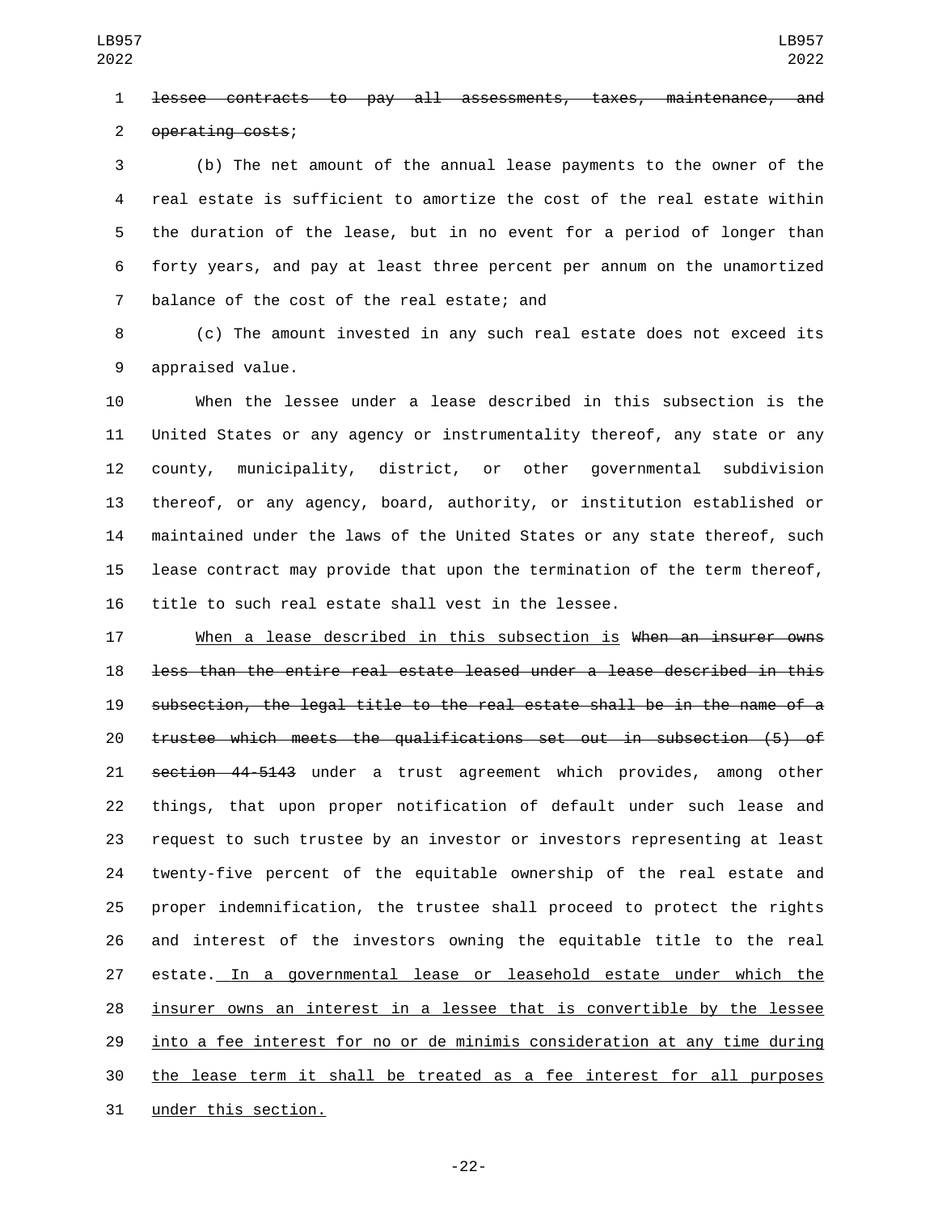~~lessee contracts to pay all assessments, taxes, maintenance, and operating costs~~;

(b) The net amount of the annual lease payments to the owner of the real estate is sufficient to amortize the cost of the real estate within the duration of the lease, but in no event for a period of longer than forty years, and pay at least three percent per annum on the unamortized balance of the cost of the real estate; and

(c) The amount invested in any such real estate does not exceed its appraised value.

When the lessee under a lease described in this subsection is the United States or any agency or instrumentality thereof, any state or any county, municipality, district, or other governmental subdivision thereof, or any agency, board, authority, or institution established or maintained under the laws of the United States or any state thereof, such lease contract may provide that upon the termination of the term thereof, title to such real estate shall vest in the lessee.

<u>When a lease described in this subsection is</u> ~~When an insurer owns less than the entire real estate leased under a lease described in this subsection, the legal title to the real estate shall be in the name of a trustee which meets the qualifications set out in subsection (5) of section 44-5143~~ under a trust agreement which provides, among other things, that upon proper notification of default under such lease and request to such trustee by an investor or investors representing at least twenty-five percent of the equitable ownership of the real estate and proper indemnification, the trustee shall proceed to protect the rights and interest of the investors owning the equitable title to the real estate.<u> In a governmental lease or leasehold estate under which the insurer owns an interest in a lessee that is convertible by the lessee into a fee interest for no or de minimis consideration at any time during the lease term it shall be treated as a fee interest for all purposes under this section.</u>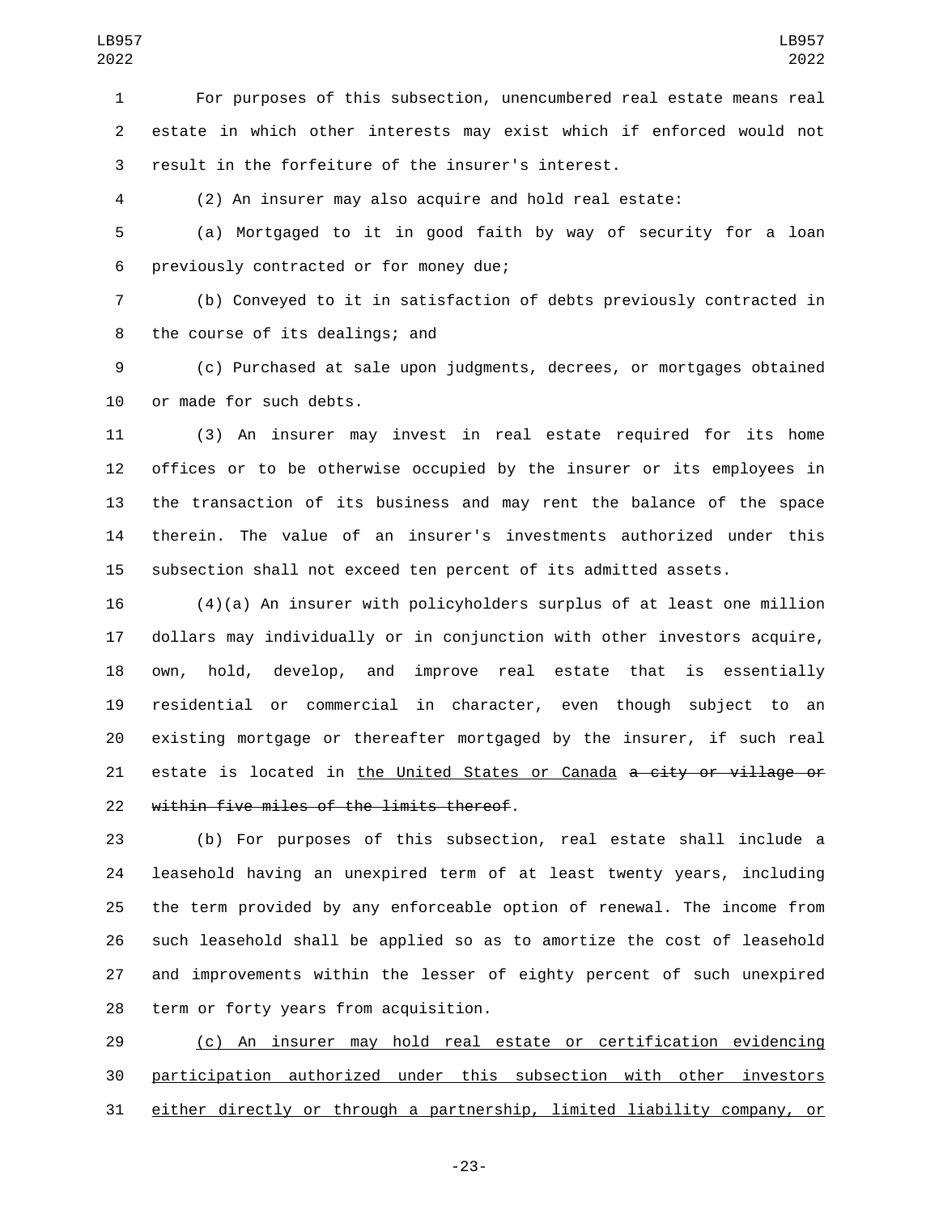For purposes of this subsection, unencumbered real estate means real estate in which other interests may exist which if enforced would not result in the forfeiture of the insurer's interest.

(2) An insurer may also acquire and hold real estate:

(a) Mortgaged to it in good faith by way of security for a loan previously contracted or for money due;

(b) Conveyed to it in satisfaction of debts previously contracted in the course of its dealings; and

(c) Purchased at sale upon judgments, decrees, or mortgages obtained or made for such debts.

(3) An insurer may invest in real estate required for its home offices or to be otherwise occupied by the insurer or its employees in the transaction of its business and may rent the balance of the space therein. The value of an insurer's investments authorized under this subsection shall not exceed ten percent of its admitted assets.

(4)(a) An insurer with policyholders surplus of at least one million dollars may individually or in conjunction with other investors acquire, own, hold, develop, and improve real estate that is essentially residential or commercial in character, even though subject to an existing mortgage or thereafter mortgaged by the insurer, if such real estate is located in <u>the United States or Canada</u> ~~a city or village or within five miles of the limits thereof~~.

(b) For purposes of this subsection, real estate shall include a leasehold having an unexpired term of at least twenty years, including the term provided by any enforceable option of renewal. The income from such leasehold shall be applied so as to amortize the cost of leasehold and improvements within the lesser of eighty percent of such unexpired term or forty years from acquisition.

<u>(c) An insurer may hold real estate or certification evidencing participation authorized under this subsection with other investors either directly or through a partnership, limited liability company, or</u>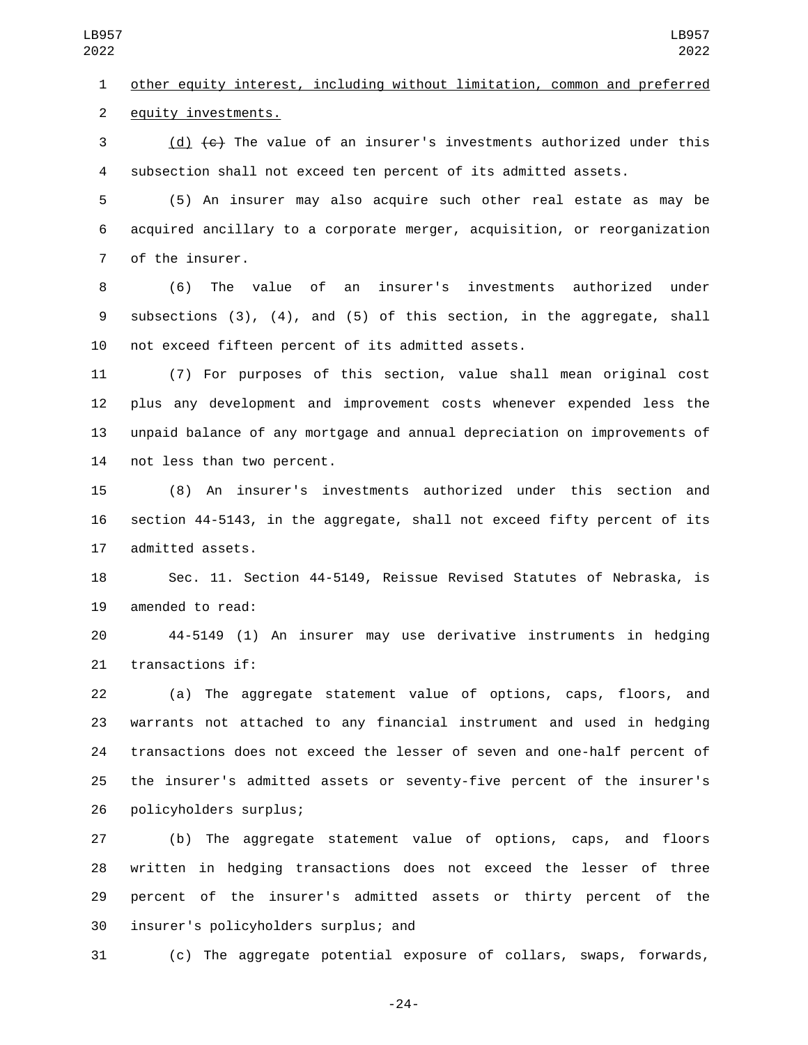other equity interest, including without limitation, common and preferred equity investments.

(d) ~~(c)~~ The value of an insurer's investments authorized under this subsection shall not exceed ten percent of its admitted assets.

(5) An insurer may also acquire such other real estate as may be acquired ancillary to a corporate merger, acquisition, or reorganization of the insurer.

(6) The value of an insurer's investments authorized under subsections (3), (4), and (5) of this section, in the aggregate, shall not exceed fifteen percent of its admitted assets.

(7) For purposes of this section, value shall mean original cost plus any development and improvement costs whenever expended less the unpaid balance of any mortgage and annual depreciation on improvements of not less than two percent.

(8) An insurer's investments authorized under this section and section 44-5143, in the aggregate, shall not exceed fifty percent of its admitted assets.

Sec. 11. Section 44-5149, Reissue Revised Statutes of Nebraska, is amended to read:

44-5149 (1) An insurer may use derivative instruments in hedging transactions if:

(a) The aggregate statement value of options, caps, floors, and warrants not attached to any financial instrument and used in hedging transactions does not exceed the lesser of seven and one-half percent of the insurer's admitted assets or seventy-five percent of the insurer's policyholders surplus;

(b) The aggregate statement value of options, caps, and floors written in hedging transactions does not exceed the lesser of three percent of the insurer's admitted assets or thirty percent of the insurer's policyholders surplus; and

(c) The aggregate potential exposure of collars, swaps, forwards,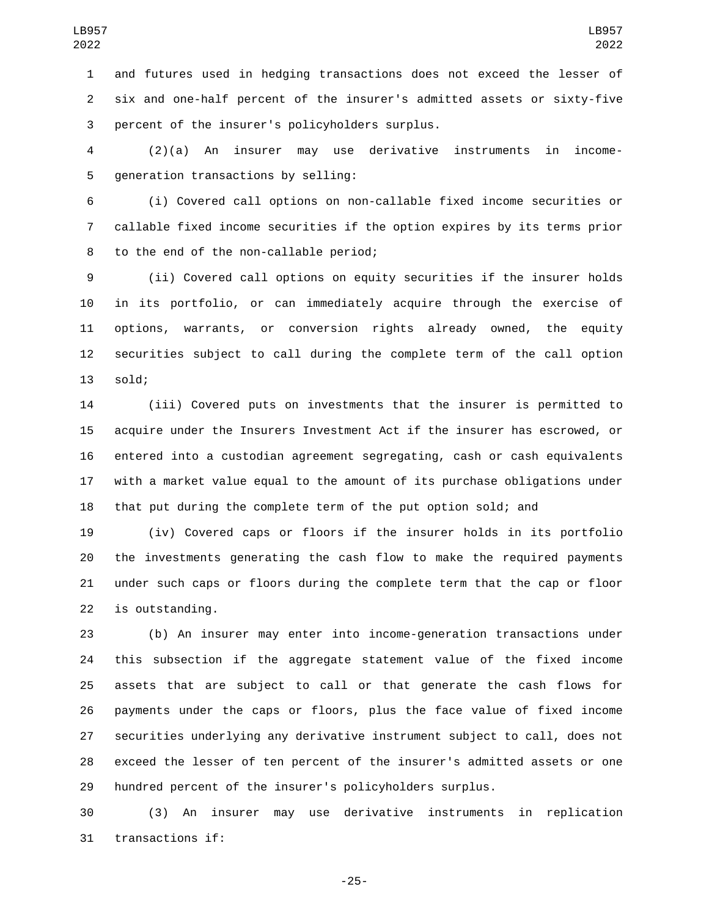and futures used in hedging transactions does not exceed the lesser of six and one-half percent of the insurer's admitted assets or sixty-five percent of the insurer's policyholders surplus.

(2)(a) An insurer may use derivative instruments in income-generation transactions by selling:

(i) Covered call options on non-callable fixed income securities or callable fixed income securities if the option expires by its terms prior to the end of the non-callable period;

(ii) Covered call options on equity securities if the insurer holds in its portfolio, or can immediately acquire through the exercise of options, warrants, or conversion rights already owned, the equity securities subject to call during the complete term of the call option sold;

(iii) Covered puts on investments that the insurer is permitted to acquire under the Insurers Investment Act if the insurer has escrowed, or entered into a custodian agreement segregating, cash or cash equivalents with a market value equal to the amount of its purchase obligations under that put during the complete term of the put option sold; and

(iv) Covered caps or floors if the insurer holds in its portfolio the investments generating the cash flow to make the required payments under such caps or floors during the complete term that the cap or floor is outstanding.

(b) An insurer may enter into income-generation transactions under this subsection if the aggregate statement value of the fixed income assets that are subject to call or that generate the cash flows for payments under the caps or floors, plus the face value of fixed income securities underlying any derivative instrument subject to call, does not exceed the lesser of ten percent of the insurer's admitted assets or one hundred percent of the insurer's policyholders surplus.

(3) An insurer may use derivative instruments in replication transactions if: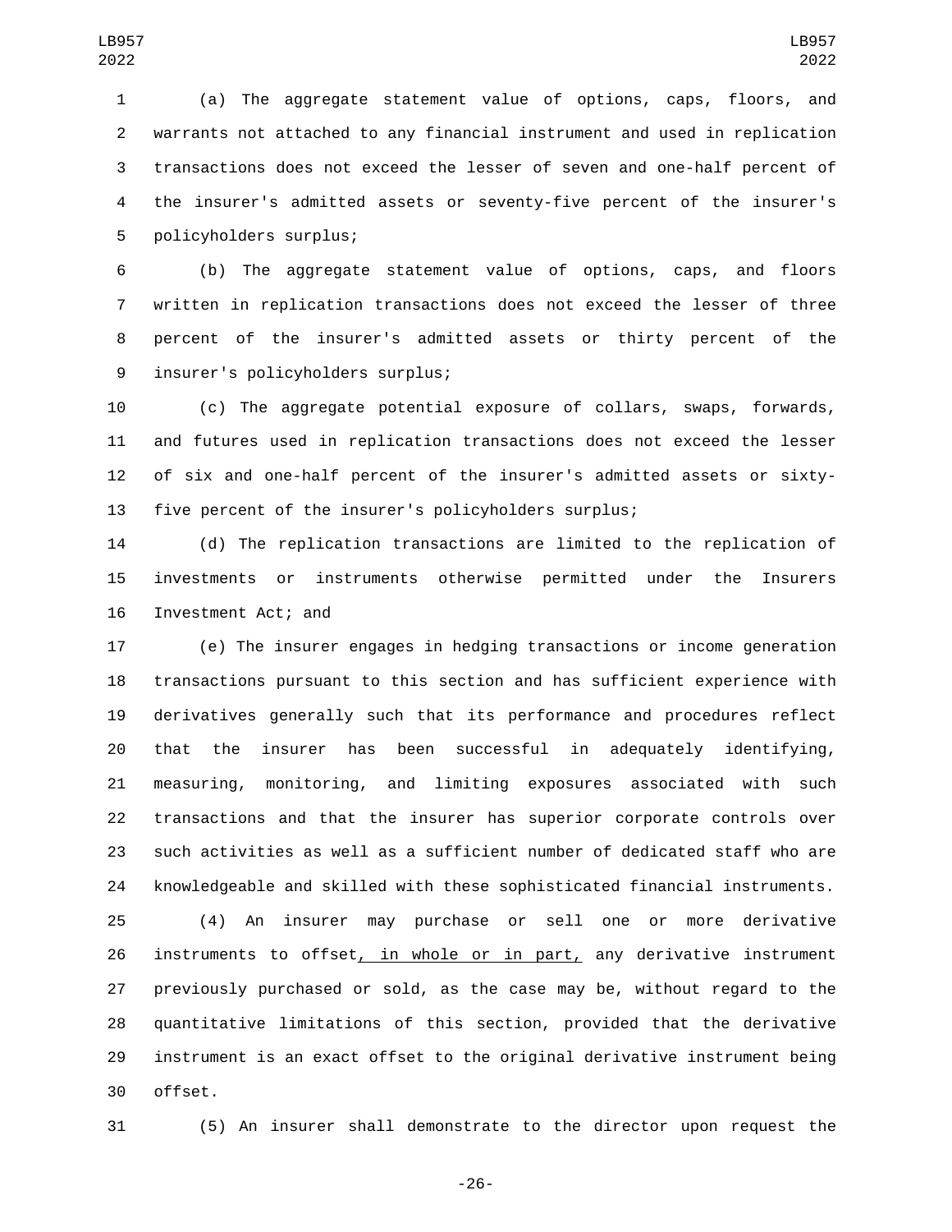(a) The aggregate statement value of options, caps, floors, and warrants not attached to any financial instrument and used in replication transactions does not exceed the lesser of seven and one-half percent of the insurer's admitted assets or seventy-five percent of the insurer's policyholders surplus;

(b) The aggregate statement value of options, caps, and floors written in replication transactions does not exceed the lesser of three percent of the insurer's admitted assets or thirty percent of the insurer's policyholders surplus;

(c) The aggregate potential exposure of collars, swaps, forwards, and futures used in replication transactions does not exceed the lesser of six and one-half percent of the insurer's admitted assets or sixty-five percent of the insurer's policyholders surplus;

(d) The replication transactions are limited to the replication of investments or instruments otherwise permitted under the Insurers Investment Act; and

(e) The insurer engages in hedging transactions or income generation transactions pursuant to this section and has sufficient experience with derivatives generally such that its performance and procedures reflect that the insurer has been successful in adequately identifying, measuring, monitoring, and limiting exposures associated with such transactions and that the insurer has superior corporate controls over such activities as well as a sufficient number of dedicated staff who are knowledgeable and skilled with these sophisticated financial instruments.

(4) An insurer may purchase or sell one or more derivative instruments to offset<u>, in whole or in part,</u> any derivative instrument previously purchased or sold, as the case may be, without regard to the quantitative limitations of this section, provided that the derivative instrument is an exact offset to the original derivative instrument being offset.

(5) An insurer shall demonstrate to the director upon request the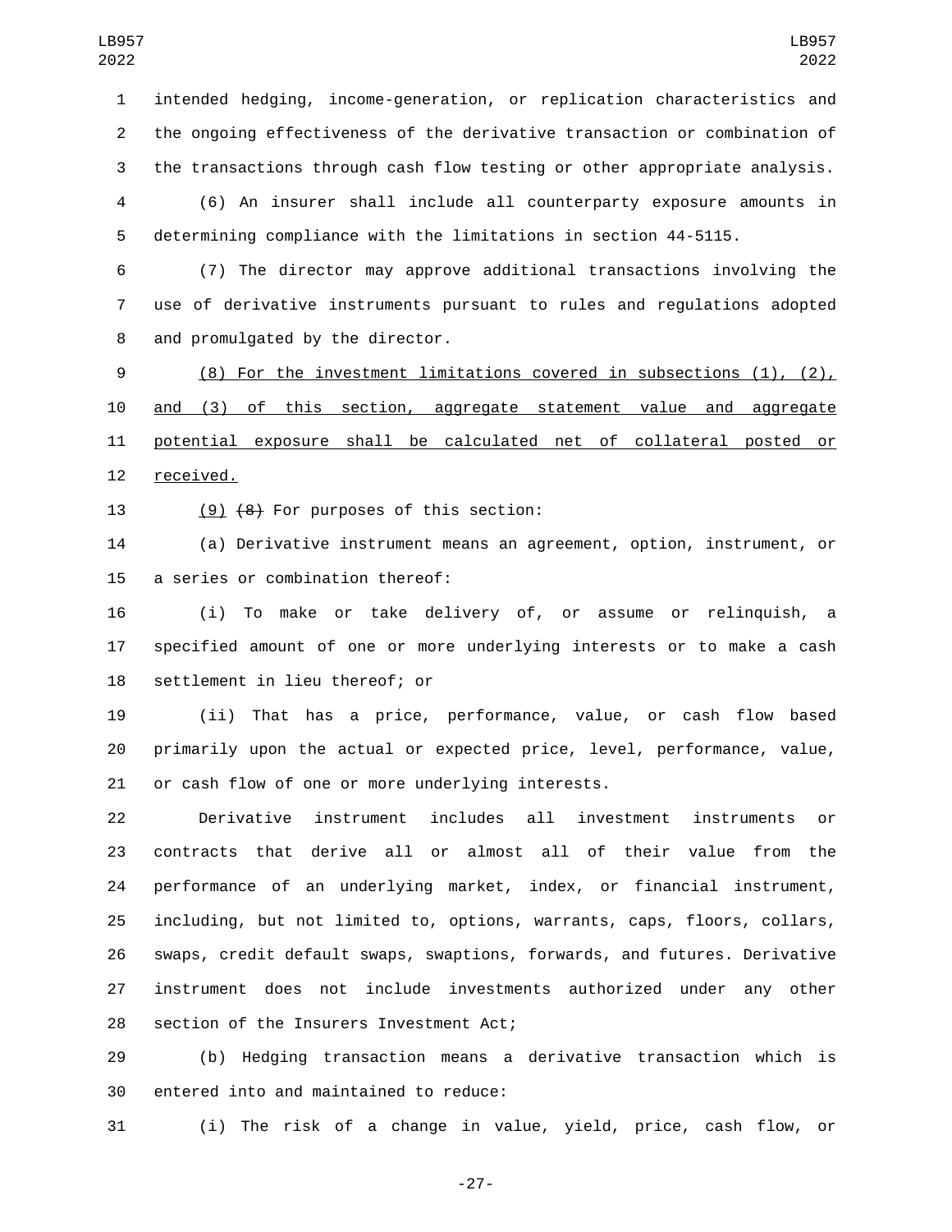intended hedging, income-generation, or replication characteristics and the ongoing effectiveness of the derivative transaction or combination of the transactions through cash flow testing or other appropriate analysis.

(6) An insurer shall include all counterparty exposure amounts in determining compliance with the limitations in section 44-5115.

(7) The director may approve additional transactions involving the use of derivative instruments pursuant to rules and regulations adopted and promulgated by the director.

<u>(8) For the investment limitations covered in subsections (1), (2), and (3) of this section, aggregate statement value and aggregate potential exposure shall be calculated net of collateral posted or received.</u>

<u>(9)</u> ~~(8)~~ For purposes of this section:

(a) Derivative instrument means an agreement, option, instrument, or a series or combination thereof:

(i) To make or take delivery of, or assume or relinquish, a specified amount of one or more underlying interests or to make a cash settlement in lieu thereof; or

(ii) That has a price, performance, value, or cash flow based primarily upon the actual or expected price, level, performance, value, or cash flow of one or more underlying interests.

Derivative instrument includes all investment instruments or contracts that derive all or almost all of their value from the performance of an underlying market, index, or financial instrument, including, but not limited to, options, warrants, caps, floors, collars, swaps, credit default swaps, swaptions, forwards, and futures. Derivative instrument does not include investments authorized under any other section of the Insurers Investment Act;

(b) Hedging transaction means a derivative transaction which is entered into and maintained to reduce:

(i) The risk of a change in value, yield, price, cash flow, or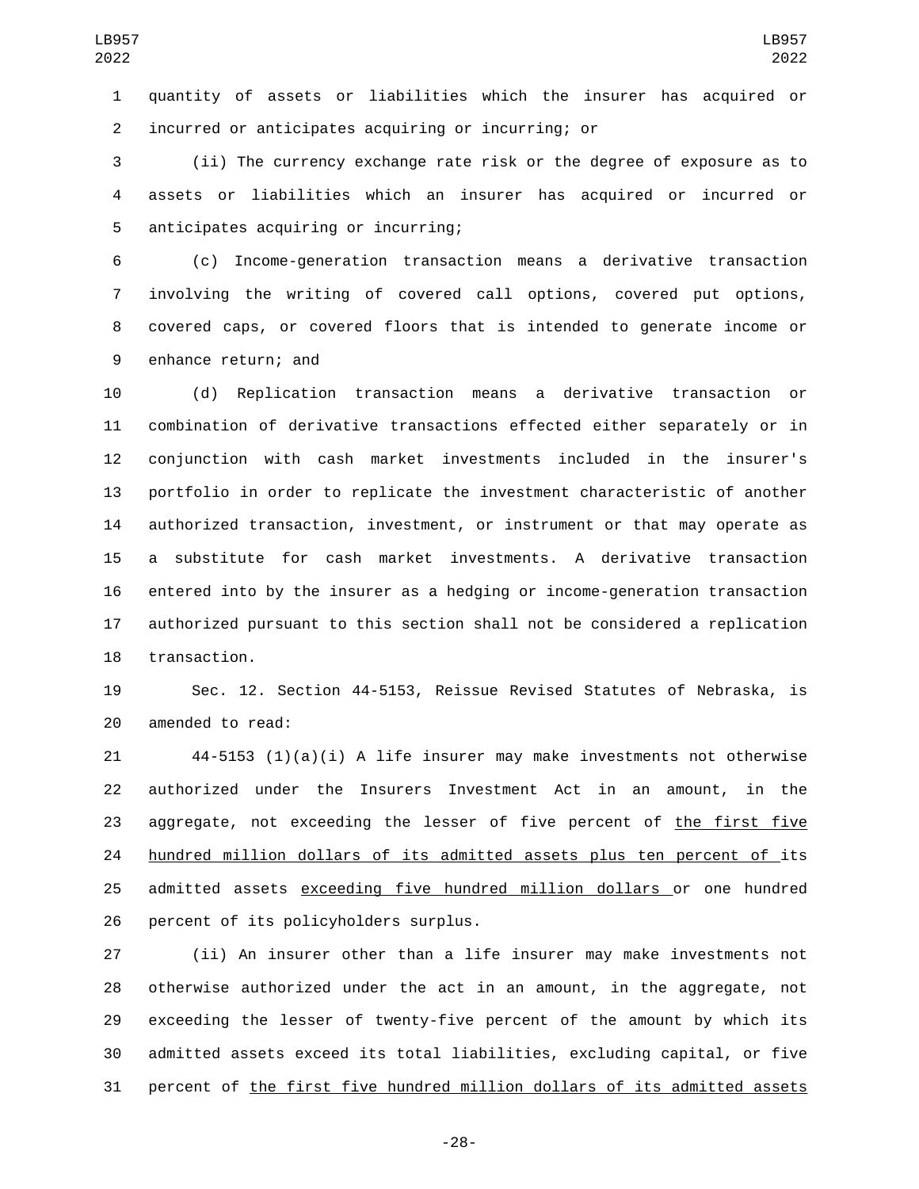quantity of assets or liabilities which the insurer has acquired or incurred or anticipates acquiring or incurring; or

(ii) The currency exchange rate risk or the degree of exposure as to assets or liabilities which an insurer has acquired or incurred or anticipates acquiring or incurring;

(c) Income-generation transaction means a derivative transaction involving the writing of covered call options, covered put options, covered caps, or covered floors that is intended to generate income or enhance return; and

(d) Replication transaction means a derivative transaction or combination of derivative transactions effected either separately or in conjunction with cash market investments included in the insurer's portfolio in order to replicate the investment characteristic of another authorized transaction, investment, or instrument or that may operate as a substitute for cash market investments. A derivative transaction entered into by the insurer as a hedging or income-generation transaction authorized pursuant to this section shall not be considered a replication transaction.

Sec. 12. Section 44-5153, Reissue Revised Statutes of Nebraska, is amended to read:

44-5153 (1)(a)(i) A life insurer may make investments not otherwise authorized under the Insurers Investment Act in an amount, in the aggregate, not exceeding the lesser of five percent of the first five hundred million dollars of its admitted assets plus ten percent of its admitted assets exceeding five hundred million dollars or one hundred percent of its policyholders surplus.

(ii) An insurer other than a life insurer may make investments not otherwise authorized under the act in an amount, in the aggregate, not exceeding the lesser of twenty-five percent of the amount by which its admitted assets exceed its total liabilities, excluding capital, or five percent of the first five hundred million dollars of its admitted assets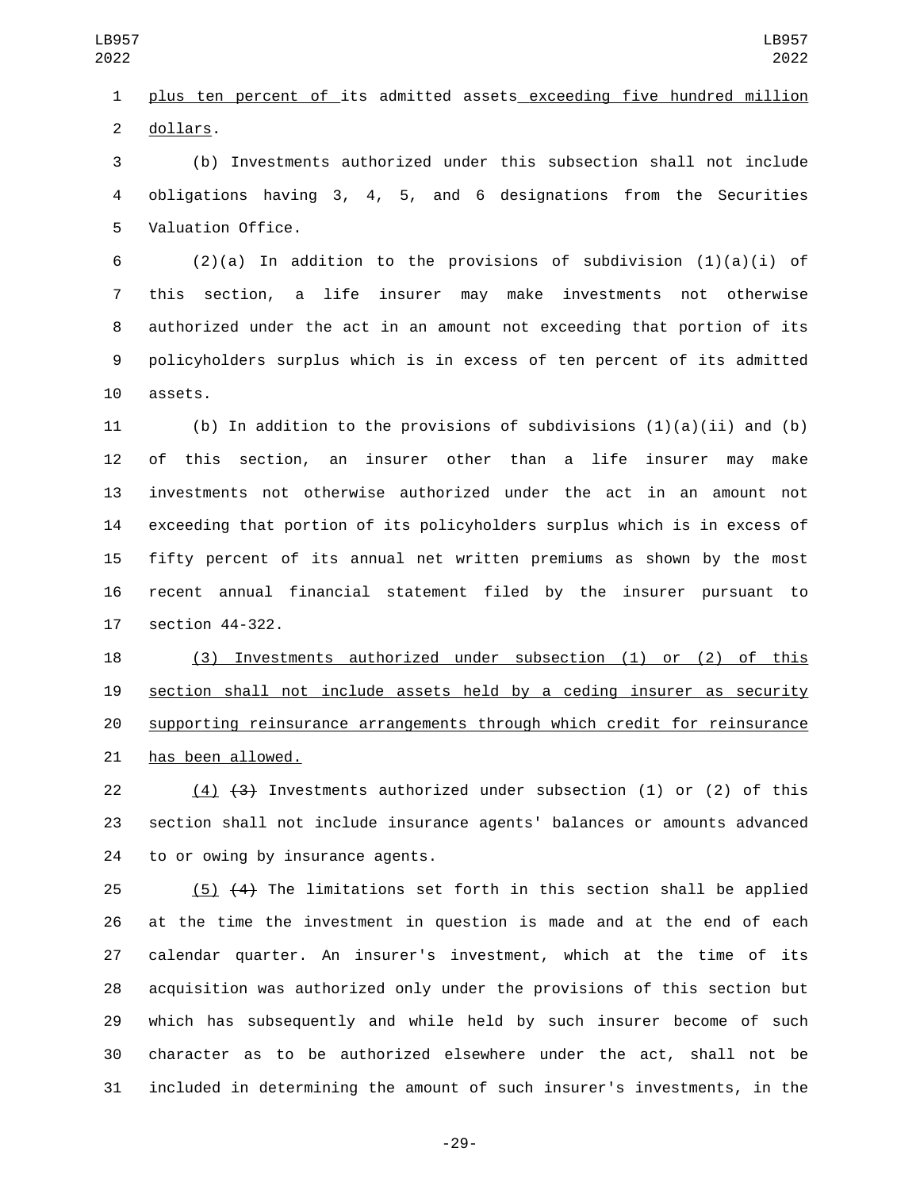plus ten percent of its admitted assets exceeding five hundred million dollars.

(b) Investments authorized under this subsection shall not include obligations having 3, 4, 5, and 6 designations from the Securities Valuation Office.

(2)(a) In addition to the provisions of subdivision (1)(a)(i) of this section, a life insurer may make investments not otherwise authorized under the act in an amount not exceeding that portion of its policyholders surplus which is in excess of ten percent of its admitted assets.

(b) In addition to the provisions of subdivisions (1)(a)(ii) and (b) of this section, an insurer other than a life insurer may make investments not otherwise authorized under the act in an amount not exceeding that portion of its policyholders surplus which is in excess of fifty percent of its annual net written premiums as shown by the most recent annual financial statement filed by the insurer pursuant to section 44-322.

(3) Investments authorized under subsection (1) or (2) of this section shall not include assets held by a ceding insurer as security supporting reinsurance arrangements through which credit for reinsurance has been allowed.

(4) ~~(3)~~ Investments authorized under subsection (1) or (2) of this section shall not include insurance agents' balances or amounts advanced to or owing by insurance agents.

(5) ~~(4)~~ The limitations set forth in this section shall be applied at the time the investment in question is made and at the end of each calendar quarter. An insurer's investment, which at the time of its acquisition was authorized only under the provisions of this section but which has subsequently and while held by such insurer become of such character as to be authorized elsewhere under the act, shall not be included in determining the amount of such insurer's investments, in the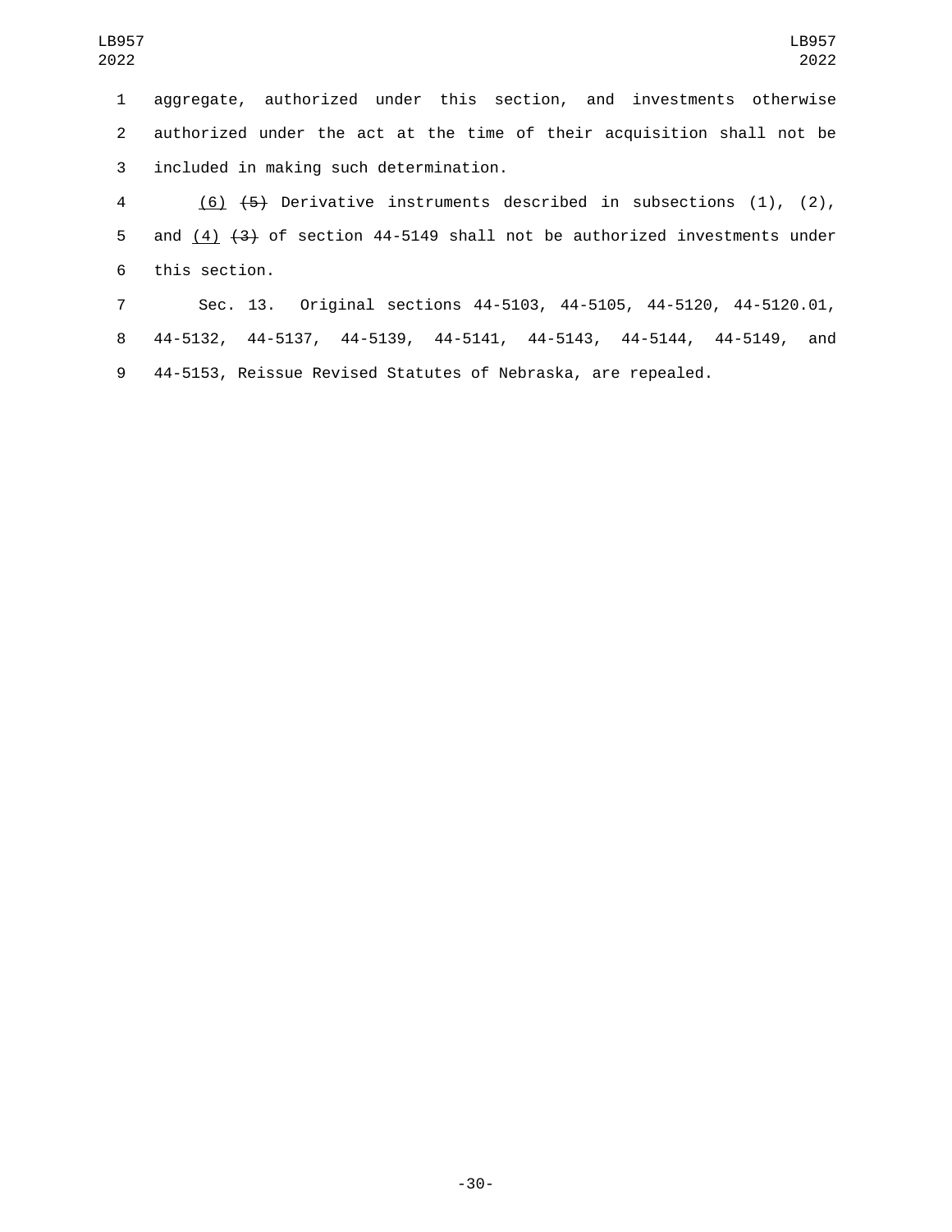aggregate, authorized under this section, and investments otherwise authorized under the act at the time of their acquisition shall not be included in making such determination.

(6) ~~(5)~~ Derivative instruments described in subsections (1), (2), and (4) ~~(3)~~ of section 44-5149 shall not be authorized investments under this section.

Sec. 13. Original sections 44-5103, 44-5105, 44-5120, 44-5120.01, 44-5132, 44-5137, 44-5139, 44-5141, 44-5143, 44-5144, 44-5149, and 44-5153, Reissue Revised Statutes of Nebraska, are repealed.